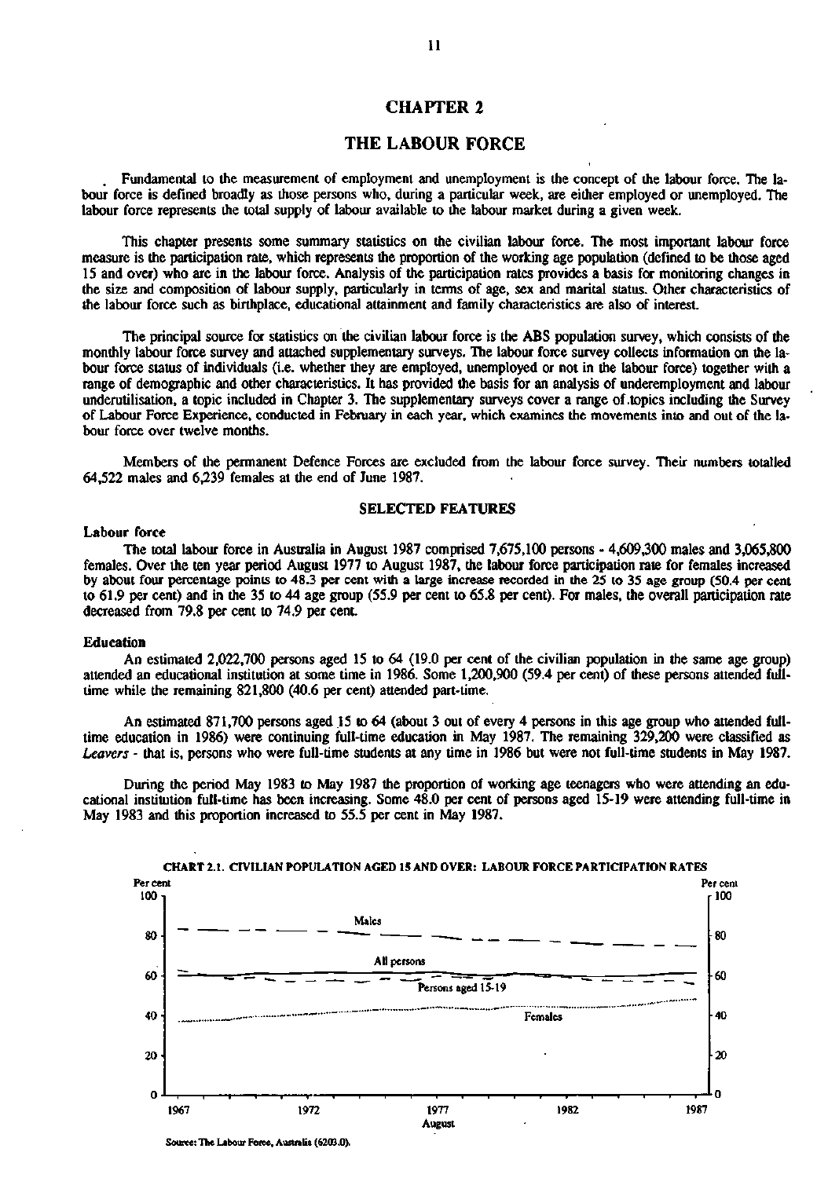# CHAPTER 2

# THE LABOUR FORCE

Fundamental to the measurement of employment and unemployment is the concept of the labour force. The labour force is defined broadly as those persons who, during a particular week, are either employed or unemployed. The labour force represents the total supply of labour available to the labour market during a given week.

This chapter presents some summary statistics on the civilian labour force. The most important labour force measure is the participation rate, which represents the proportion of the working age population (defined to be those aged 15 and over) who are in the labour force. Analysis of the participation rates provides a basis for monitoring changes in the size and composition of labour supply, particularly in terms of age, sex and marital status. Other characteristics of the labour force such as birthplace, educational attainment and family characteristics are also of interest.

The principal source for statistics on the civilian labour force is the ABS population survey, which consists of the monthly labour force survey and attached supplementary surveys. The labour force survey collects information on the labour force status of individuals (i.e. whether they are employed, unemployed or not in the labour force) together with a range of demographic and other characteristics. It has provided the basis for an analysis of underemployment and labour underutilisation, a topic included in Chapter 3. The supplementary surveys cover a range of topics including the Survey of Labour Force Experience, conducted in February in each year, which examines the movements into and out of the labour force over twelve months.

Members of the permanent Defence Forces are excluded from the labour force survey. Their numbers totalled 64,522 males and 6,239 females at the end of June 1987.

## SELECTED FEATURES

### Labour force

The total labour force in Australia in August 1987 comprised 7,675,100 persons - 4,609,300 males and 3,065,800 females. Over the ten year period August 1977 to August 1987, the labour force participation rate for females increased by about four percentage points to 48.3 per cent with a large increase recorded in the 25 to 35 age group (50.4 per cent to 61.9 per cent) and in the 35 to 44 age group (55.9 per cent to 65.8 per cent). For males, the overall participation rate decreased from 79.8 per cent to 74.9 per cent.

### Education

An estimated 2,022,700 persons aged 15 to 64 (19.0 per cent of the civilian population in the same age group) attended an educational institution at some time in 1986. Some 1,200,900 (59.4 per cent) of these persons attended full-time while the remaining 821,800 (40.6 per cent) attended part-time.

An estimated 871,700 persons aged 15 to 64 (about 3 out of every 4 persons in this age group who attended full-time education in 1986) were continuing full-time education in May 1987. The remaining 329,200 were classified as *Leavers* - that is, persons who were full-time students at any time in 1986 but were not full-time students in May 1987.

During the period May 1983 to May 1987 the proportion of working age teenagers who were attending an educational institution full-time has been increasing. Some 48.0 per cent of persons aged 15-19 were attending full-time in May 1983 and this proportion increased to 55.5 per cent in May 1987.

CHART 2.1. CIVILIAN POPULATION AGED 15 AND OVER: LABOUR FORCE PARTICIPATION RATES

Per cent
100
80
60
40
20
0
Males
All persons
Persons aged 15-19
Females
1967
1972
1977
August
1982
1987

Source: The Labour Force, Australia (6203.0).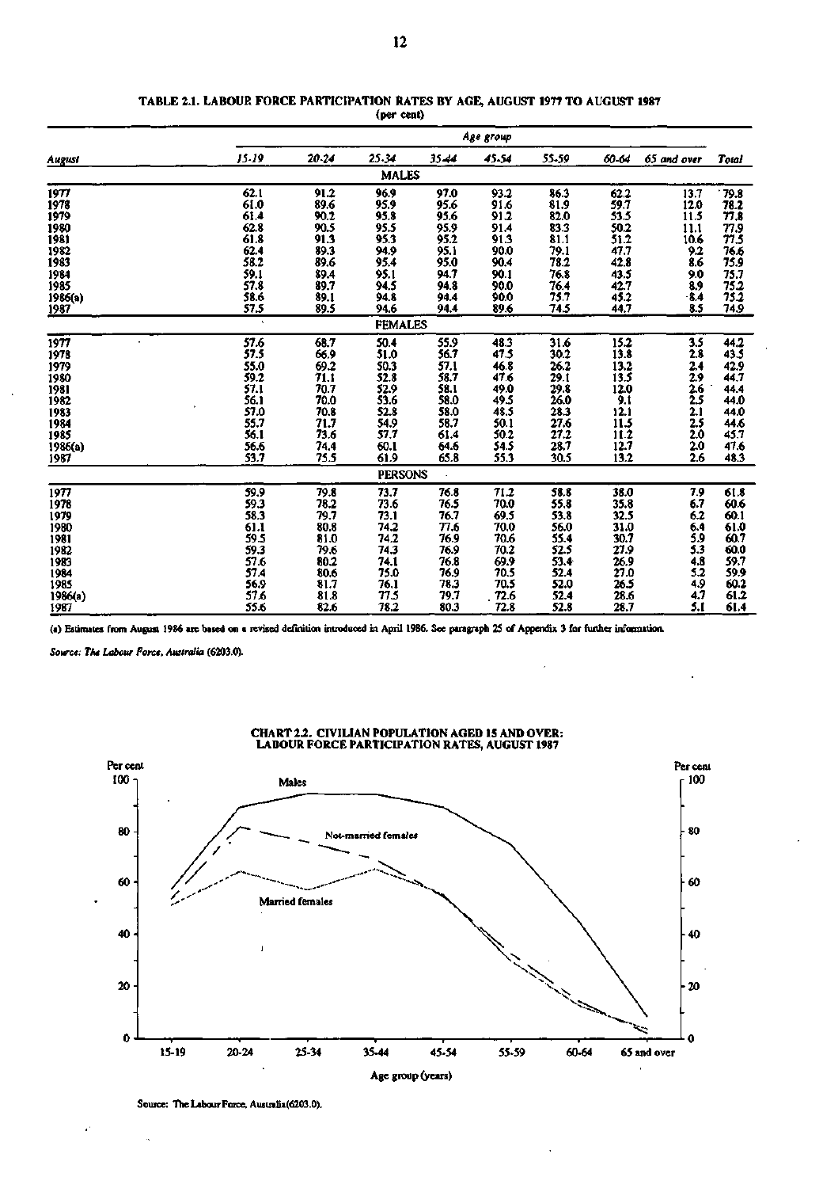**TABLE 2.1. LABOUR FORCE PARTICIPATION RATES BY AGE, AUGUST 1977 TO AUGUST 1987**
(per cent)

| August | Age group | | | | | | | | Total |
|---|---|---|---|---|---|---|---|---|---|
| | 15-19 | 20-24 | 25-34 | 35-44 | 45-54 | 55-59 | 60-64 | 65 and over | |
| | | | | MALES | | | | | |
| 1977 | 62.1 | 91.2 | 96.9 | 97.0 | 93.2 | 86.3 | 62.2 | 13.7 | 79.8 |
| 1978 | 61.0 | 89.6 | 95.9 | 95.6 | 91.6 | 81.9 | 59.7 | 12.0 | 78.2 |
| 1979 | 61.4 | 90.2 | 95.8 | 95.6 | 91.2 | 82.0 | 53.5 | 11.5 | 77.8 |
| 1980 | 62.8 | 90.5 | 95.5 | 95.9 | 91.4 | 83.3 | 50.2 | 11.1 | 77.9 |
| 1981 | 61.8 | 91.3 | 95.3 | 95.2 | 91.3 | 81.1 | 51.2 | 10.6 | 77.5 |
| 1982 | 62.4 | 89.3 | 94.9 | 95.1 | 90.0 | 79.1 | 47.7 | 9.2 | 76.6 |
| 1983 | 58.2 | 89.6 | 95.4 | 95.0 | 90.4 | 78.2 | 42.8 | 8.6 | 75.9 |
| 1984 | 59.1 | 89.4 | 95.1 | 94.7 | 90.1 | 76.8 | 43.5 | 9.0 | 75.7 |
| 1985 | 57.8 | 89.7 | 94.5 | 94.8 | 90.0 | 76.4 | 42.7 | 8.9 | 75.2 |
| 1986(a) | 58.6 | 89.1 | 94.8 | 94.4 | 90.0 | 75.7 | 45.2 | 8.4 | 75.2 |
| 1987 | 57.5 | 89.5 | 94.6 | 94.4 | 89.6 | 74.5 | 44.7 | 8.5 | 74.9 |
| | | | | FEMALES | | | | | |
| 1977 | 57.6 | 68.7 | 50.4 | 55.9 | 48.3 | 31.6 | 15.2 | 3.5 | 44.2 |
| 1978 | 57.5 | 66.9 | 51.0 | 56.7 | 47.5 | 30.2 | 13.8 | 2.8 | 43.5 |
| 1979 | 55.0 | 69.2 | 50.3 | 57.1 | 46.8 | 26.2 | 13.2 | 2.4 | 42.9 |
| 1980 | 59.2 | 71.1 | 52.8 | 58.7 | 47.6 | 29.1 | 13.5 | 2.9 | 44.7 |
| 1981 | 57.1 | 70.7 | 52.9 | 58.1 | 49.0 | 29.8 | 12.0 | 2.6 | 44.4 |
| 1982 | 56.1 | 70.0 | 53.6 | 58.0 | 49.5 | 26.0 | 9.1 | 2.5 | 44.0 |
| 1983 | 57.0 | 70.8 | 52.8 | 58.0 | 48.5 | 28.3 | 12.1 | 2.1 | 44.0 |
| 1984 | 55.7 | 71.7 | 54.9 | 58.7 | 50.1 | 27.6 | 11.5 | 2.5 | 44.6 |
| 1985 | 56.1 | 73.6 | 57.7 | 61.4 | 50.2 | 27.2 | 11.2 | 2.0 | 45.7 |
| 1986(a) | 56.6 | 74.4 | 60.1 | 64.6 | 54.5 | 28.7 | 12.7 | 2.0 | 47.6 |
| 1987 | 53.7 | 75.5 | 61.9 | 65.8 | 55.3 | 30.5 | 13.2 | 2.6 | 48.3 |
| | | | | PERSONS | | | | | |
| 1977 | 59.9 | 79.8 | 73.7 | 76.8 | 71.2 | 58.8 | 38.0 | 7.9 | 61.8 |
| 1978 | 59.3 | 78.2 | 73.6 | 76.5 | 70.0 | 55.8 | 35.8 | 6.7 | 60.6 |
| 1979 | 58.3 | 79.7 | 73.1 | 76.7 | 69.5 | 53.8 | 32.5 | 6.2 | 60.1 |
| 1980 | 61.1 | 80.8 | 74.2 | 77.6 | 70.0 | 56.0 | 31.0 | 6.4 | 61.0 |
| 1981 | 59.5 | 81.0 | 74.2 | 76.9 | 70.6 | 55.4 | 30.7 | 5.9 | 60.7 |
| 1982 | 59.3 | 79.6 | 74.3 | 76.9 | 70.2 | 52.5 | 27.9 | 5.3 | 60.0 |
| 1983 | 57.6 | 80.2 | 74.1 | 76.8 | 69.9 | 53.4 | 26.9 | 4.8 | 59.7 |
| 1984 | 57.4 | 80.6 | 75.0 | 76.9 | 70.5 | 52.4 | 27.0 | 5.2 | 59.9 |
| 1985 | 56.9 | 81.7 | 76.1 | 78.3 | 70.5 | 52.0 | 26.5 | 4.9 | 60.2 |
| 1986(a) | 57.6 | 81.8 | 77.5 | 79.7 | 72.6 | 52.4 | 28.6 | 4.7 | 61.2 |
| 1987 | 55.6 | 82.6 | 78.2 | 80.3 | 72.8 | 52.8 | 28.7 | 5.1 | 61.4 |

(a) Estimates from August 1986 are based on a revised definition introduced in April 1986. See paragraph 25 of Appendix 3 for further information.

*Source: The Labour Force, Australia* (6203.0).

**CHART 2.2. CIVILIAN POPULATION AGED 15 AND OVER: LABOUR FORCE PARTICIPATION RATES, AUGUST 1987**

Per cent

100
80
60
40
20
0

Males
Not-married females
Married females

15-19
20-24
25-34
35-44
45-54
55-59
60-64
65 and over

Age group (years)

Source: The Labour Force, Australia (6203.0).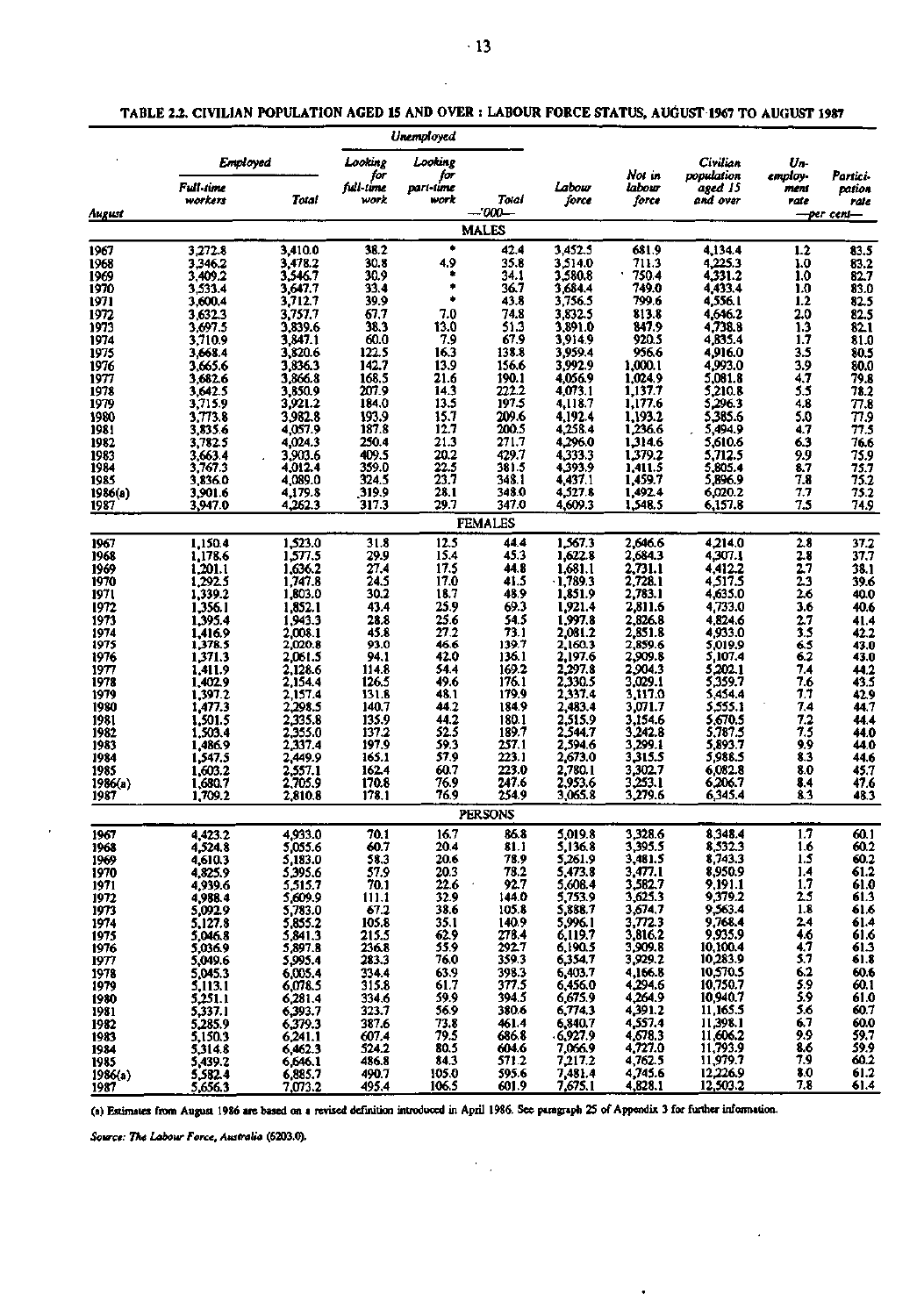**TABLE 2.2. CIVILIAN POPULATION AGED 15 AND OVER : LABOUR FORCE STATUS, AUGUST 1967 TO AUGUST 1987**

| August | Employed | | Unemployed | | | Labour force | Not in labour force | Civilian population aged 15 and over | Unemployment rate | Participation rate |
|---|---|---|---|---|---|---|---|---|---|---|
| | Full-time workers | Total | Looking for full-time work | Looking for part-time work | Total | | | | | |
| | —'000— | | | | | | | | —per cent— | |
| **MALES** | | | | | | | | | | |
| 1967 | 3,272.8 | 3,410.0 | 38.2 | * | 42.4 | 3,452.5 | 681.9 | 4,134.4 | 1.2 | 83.5 |
| 1968 | 3,346.2 | 3,478.2 | 30.8 | 4.9 | 35.8 | 3,514.0 | 711.3 | 4,225.3 | 1.0 | 83.2 |
| 1969 | 3,409.2 | 3,546.7 | 30.9 | * | 34.1 | 3,580.8 | 750.4 | 4,331.2 | 1.0 | 82.7 |
| 1970 | 3,533.4 | 3,647.7 | 33.4 | * | 36.7 | 3,684.4 | 749.0 | 4,433.4 | 1.0 | 83.0 |
| 1971 | 3,600.4 | 3,712.7 | 39.9 | * | 43.8 | 3,756.5 | 799.6 | 4,556.1 | 1.2 | 82.5 |
| 1972 | 3,632.3 | 3,757.7 | 67.7 | 7.0 | 74.8 | 3,832.5 | 813.8 | 4,646.2 | 2.0 | 82.5 |
| 1973 | 3,697.5 | 3,839.6 | 38.3 | 13.0 | 51.3 | 3,891.0 | 847.9 | 4,738.8 | 1.3 | 82.1 |
| 1974 | 3,710.9 | 3,847.1 | 60.0 | 7.9 | 67.9 | 3,914.9 | 920.5 | 4,835.4 | 1.7 | 81.0 |
| 1975 | 3,668.4 | 3,820.6 | 122.5 | 16.3 | 138.8 | 3,959.4 | 956.6 | 4,916.0 | 3.5 | 80.5 |
| 1976 | 3,665.6 | 3,836.3 | 142.7 | 13.9 | 156.6 | 3,992.9 | 1,000.1 | 4,993.0 | 3.9 | 80.0 |
| 1977 | 3,682.6 | 3,866.8 | 168.5 | 21.6 | 190.1 | 4,056.9 | 1,024.9 | 5,081.8 | 4.7 | 79.8 |
| 1978 | 3,642.5 | 3,850.9 | 207.9 | 14.3 | 222.2 | 4,073.1 | 1,137.7 | 5,210.8 | 5.5 | 78.2 |
| 1979 | 3,715.9 | 3,921.2 | 184.0 | 13.5 | 197.5 | 4,118.7 | 1,177.6 | 5,296.3 | 4.8 | 77.8 |
| 1980 | 3,773.8 | 3,982.8 | 193.9 | 15.7 | 209.6 | 4,192.4 | 1,193.2 | 5,385.6 | 5.0 | 77.9 |
| 1981 | 3,835.6 | 4,057.9 | 187.8 | 12.7 | 200.5 | 4,258.4 | 1,236.6 | 5,494.9 | 4.7 | 77.5 |
| 1982 | 3,782.5 | 4,024.3 | 250.4 | 21.3 | 271.7 | 4,296.0 | 1,314.6 | 5,610.6 | 6.3 | 76.6 |
| 1983 | 3,663.4 | 3,903.6 | 409.5 | 20.2 | 429.7 | 4,333.3 | 1,379.2 | 5,712.5 | 9.9 | 75.9 |
| 1984 | 3,767.3 | 4,012.4 | 359.0 | 22.5 | 381.5 | 4,393.9 | 1,411.5 | 5,805.4 | 8.7 | 75.7 |
| 1985 | 3,836.0 | 4,089.0 | 324.5 | 23.7 | 348.1 | 4,437.1 | 1,459.7 | 5,896.9 | 7.8 | 75.2 |
| 1986(a) | 3,901.6 | 4,179.8 | 319.9 | 28.1 | 348.0 | 4,527.8 | 1,492.4 | 6,020.2 | 7.7 | 75.2 |
| 1987 | 3,947.0 | 4,262.3 | 317.3 | 29.7 | 347.0 | 4,609.3 | 1,548.5 | 6,157.8 | 7.5 | 74.9 |
| **FEMALES** | | | | | | | | | | |
| 1967 | 1,150.4 | 1,523.0 | 31.8 | 12.5 | 44.4 | 1,567.3 | 2,646.6 | 4,214.0 | 2.8 | 37.2 |
| 1968 | 1,178.6 | 1,577.5 | 29.9 | 15.4 | 45.3 | 1,622.8 | 2,684.3 | 4,307.1 | 2.8 | 37.7 |
| 1969 | 1,201.1 | 1,636.2 | 27.4 | 17.5 | 44.8 | 1,681.1 | 2,731.1 | 4,412.2 | 2.7 | 38.1 |
| 1970 | 1,292.5 | 1,747.8 | 24.5 | 17.0 | 41.5 | 1,789.3 | 2,728.1 | 4,517.5 | 2.3 | 39.6 |
| 1971 | 1,339.2 | 1,803.0 | 30.2 | 18.7 | 48.9 | 1,851.9 | 2,783.1 | 4,635.0 | 2.6 | 40.0 |
| 1972 | 1,356.1 | 1,852.1 | 43.4 | 25.9 | 69.3 | 1,921.4 | 2,811.6 | 4,733.0 | 3.6 | 40.6 |
| 1973 | 1,395.4 | 1,943.3 | 28.8 | 25.6 | 54.5 | 1,997.8 | 2,826.8 | 4,824.6 | 2.7 | 41.4 |
| 1974 | 1,416.9 | 2,008.1 | 45.8 | 27.2 | 73.1 | 2,081.2 | 2,851.8 | 4,933.0 | 3.5 | 42.2 |
| 1975 | 1,378.5 | 2,020.8 | 93.0 | 46.6 | 139.7 | 2,160.3 | 2,859.6 | 5,019.9 | 6.5 | 43.0 |
| 1976 | 1,371.3 | 2,061.5 | 94.1 | 42.0 | 136.1 | 2,197.6 | 2,909.8 | 5,107.4 | 6.2 | 43.0 |
| 1977 | 1,411.9 | 2,128.6 | 114.8 | 54.4 | 169.2 | 2,297.8 | 2,904.3 | 5,202.1 | 7.4 | 44.2 |
| 1978 | 1,402.9 | 2,154.4 | 126.5 | 49.6 | 176.1 | 2,330.5 | 3,029.1 | 5,359.7 | 7.6 | 43.5 |
| 1979 | 1,397.2 | 2,157.4 | 131.8 | 48.1 | 179.9 | 2,337.4 | 3,117.0 | 5,454.4 | 7.7 | 42.9 |
| 1980 | 1,477.3 | 2,298.5 | 140.7 | 44.2 | 184.9 | 2,483.4 | 3,071.7 | 5,555.1 | 7.4 | 44.7 |
| 1981 | 1,501.5 | 2,335.8 | 135.9 | 44.2 | 180.1 | 2,515.9 | 3,154.6 | 5,670.5 | 7.2 | 44.4 |
| 1982 | 1,503.4 | 2,355.0 | 137.2 | 52.5 | 189.7 | 2,544.7 | 3,242.8 | 5,787.5 | 7.5 | 44.0 |
| 1983 | 1,486.9 | 2,337.4 | 197.9 | 59.3 | 257.1 | 2,594.6 | 3,299.1 | 5,893.7 | 9.9 | 44.0 |
| 1984 | 1,547.5 | 2,449.9 | 165.1 | 57.9 | 223.1 | 2,673.0 | 3,315.5 | 5,988.5 | 8.3 | 44.6 |
| 1985 | 1,603.2 | 2,557.1 | 162.4 | 60.7 | 223.0 | 2,780.1 | 3,302.7 | 6,082.8 | 8.0 | 45.7 |
| 1986(a) | 1,680.7 | 2,705.9 | 170.8 | 76.9 | 247.6 | 2,953.6 | 3,253.1 | 6,206.7 | 8.4 | 47.6 |
| 1987 | 1,709.2 | 2,810.8 | 178.1 | 76.9 | 254.9 | 3,065.8 | 3,279.6 | 6,345.4 | 8.3 | 48.3 |
| **PERSONS** | | | | | | | | | | |
| 1967 | 4,423.2 | 4,933.0 | 70.1 | 16.7 | 86.8 | 5,019.8 | 3,328.6 | 8,348.4 | 1.7 | 60.1 |
| 1968 | 4,524.8 | 5,055.6 | 60.7 | 20.4 | 81.1 | 5,136.8 | 3,395.5 | 8,532.3 | 1.6 | 60.2 |
| 1969 | 4,610.3 | 5,183.0 | 58.3 | 20.6 | 78.9 | 5,261.9 | 3,481.5 | 8,743.3 | 1.5 | 60.2 |
| 1970 | 4,825.9 | 5,395.6 | 57.9 | 20.3 | 78.2 | 5,473.8 | 3,477.1 | 8,950.9 | 1.4 | 61.2 |
| 1971 | 4,939.6 | 5,515.7 | 70.1 | 22.6 | 92.7 | 5,608.4 | 3,582.7 | 9,191.1 | 1.7 | 61.0 |
| 1972 | 4,988.4 | 5,609.9 | 111.1 | 32.9 | 144.0 | 5,753.9 | 3,625.3 | 9,379.2 | 2.5 | 61.3 |
| 1973 | 5,092.9 | 5,783.0 | 67.2 | 38.6 | 105.8 | 5,888.7 | 3,674.7 | 9,563.4 | 1.8 | 61.6 |
| 1974 | 5,127.8 | 5,855.2 | 105.8 | 35.1 | 140.9 | 5,996.1 | 3,772.3 | 9,768.4 | 2.4 | 61.4 |
| 1975 | 5,046.8 | 5,841.3 | 215.5 | 62.9 | 278.4 | 6,119.7 | 3,816.2 | 9,935.9 | 4.6 | 61.6 |
| 1976 | 5,036.9 | 5,897.8 | 236.8 | 55.9 | 292.7 | 6,190.5 | 3,909.8 | 10,100.4 | 4.7 | 61.3 |
| 1977 | 5,049.6 | 5,995.4 | 283.3 | 76.0 | 359.3 | 6,354.7 | 3,929.2 | 10,283.9 | 5.7 | 61.8 |
| 1978 | 5,045.3 | 6,005.4 | 334.4 | 63.9 | 398.3 | 6,403.7 | 4,166.8 | 10,570.5 | 6.2 | 60.6 |
| 1979 | 5,113.1 | 6,078.5 | 315.8 | 61.7 | 377.5 | 6,456.0 | 4,294.6 | 10,750.7 | 5.9 | 60.1 |
| 1980 | 5,251.1 | 6,281.4 | 334.6 | 59.9 | 394.5 | 6,675.9 | 4,264.9 | 10,940.7 | 5.9 | 61.0 |
| 1981 | 5,337.1 | 6,393.7 | 323.7 | 56.9 | 380.6 | 6,774.3 | 4,391.2 | 11,165.5 | 5.6 | 60.7 |
| 1982 | 5,285.9 | 6,379.3 | 387.6 | 73.8 | 461.4 | 6,840.7 | 4,557.4 | 11,398.1 | 6.7 | 60.0 |
| 1983 | 5,150.3 | 6,241.1 | 607.4 | 79.5 | 686.8 | 6,927.9 | 4,678.3 | 11,606.2 | 9.9 | 59.7 |
| 1984 | 5,314.8 | 6,462.3 | 524.2 | 80.5 | 604.6 | 7,066.9 | 4,727.0 | 11,793.9 | 8.6 | 59.9 |
| 1985 | 5,439.2 | 6,646.1 | 486.8 | 84.3 | 571.2 | 7,217.2 | 4,762.5 | 11,979.7 | 7.9 | 60.2 |
| 1986(a) | 5,582.4 | 6,885.7 | 490.7 | 105.0 | 595.6 | 7,481.4 | 4,745.6 | 12,226.9 | 8.0 | 61.2 |
| 1987 | 5,656.3 | 7,073.2 | 495.4 | 106.5 | 601.9 | 7,675.1 | 4,828.1 | 12,503.2 | 7.8 | 61.4 |

(a) Estimates from August 1986 are based on a revised definition introduced in April 1986. See paragraph 25 of Appendix 3 for further information.

*Source: The Labour Force, Australia (6203.0).*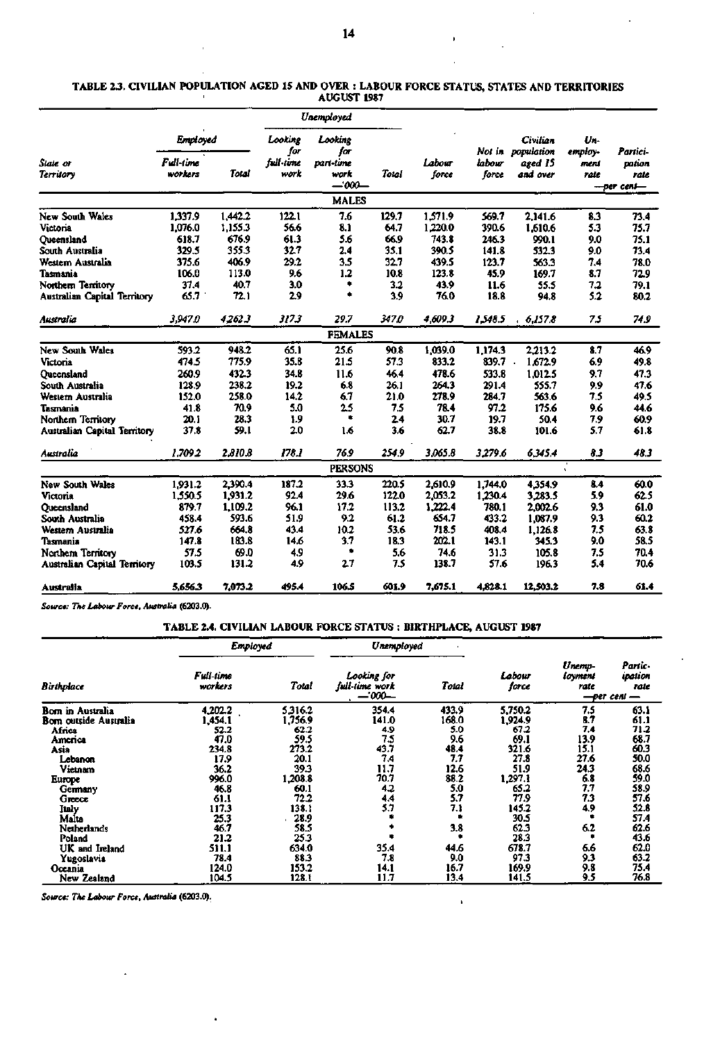### TABLE 2.3. CIVILIAN POPULATION AGED 15 AND OVER : LABOUR FORCE STATUS, STATES AND TERRITORIES AUGUST 1987

| State or Territory | Employed | | Unemployed | | | Labour force | Not in labour force | Civilian population aged 15 and over | Unemployment rate | Participation rate |
|---|---|---|---|---|---|---|---|---|---|---|
| | Full-time workers | Total | Looking for full-time work | Looking for part-time work | Total | | | | | |
| | —'000— | | | | | | | | —per cent— | |
| **MALES** | | | | | | | | | | |
| New South Wales | 1,337.9 | 1,442.2 | 122.1 | 7.6 | 129.7 | 1,571.9 | 569.7 | 2,141.6 | 8.3 | 73.4 |
| Victoria | 1,076.0 | 1,155.3 | 56.6 | 8.1 | 64.7 | 1,220.0 | 390.6 | 1,610.6 | 5.3 | 75.7 |
| Queensland | 618.7 | 676.9 | 61.3 | 5.6 | 66.9 | 743.8 | 246.3 | 990.1 | 9.0 | 75.1 |
| South Australia | 329.5 | 355.3 | 32.7 | 2.4 | 35.1 | 390.5 | 141.8 | 532.3 | 9.0 | 73.4 |
| Western Australia | 375.6 | 406.9 | 29.2 | 3.5 | 32.7 | 439.5 | 123.7 | 563.3 | 7.4 | 78.0 |
| Tasmania | 106.0 | 113.0 | 9.6 | 1.2 | 10.8 | 123.8 | 45.9 | 169.7 | 8.7 | 72.9 |
| Northern Territory | 37.4 | 40.7 | 3.0 | * | 3.2 | 43.9 | 11.6 | 55.5 | 7.2 | 79.1 |
| Australian Capital Territory | 65.7 | 72.1 | 2.9 | * | 3.9 | 76.0 | 18.8 | 94.8 | 5.2 | 80.2 |
| *Australia* | *3,947.0* | *4,262.3* | *317.3* | *29.7* | *347.0* | *4,609.3* | *1,548.5* | *6,157.8* | *7.5* | *74.9* |
| **FEMALES** | | | | | | | | | | |
| New South Wales | 593.2 | 948.2 | 65.1 | 25.6 | 90.8 | 1,039.0 | 1,174.3 | 2,213.2 | 8.7 | 46.9 |
| Victoria | 474.5 | 775.9 | 35.8 | 21.5 | 57.3 | 833.2 | 839.7 | 1,672.9 | 6.9 | 49.8 |
| Queensland | 260.9 | 432.3 | 34.8 | 11.6 | 46.4 | 478.6 | 533.8 | 1,012.5 | 9.7 | 47.3 |
| South Australia | 128.9 | 238.2 | 19.2 | 6.8 | 26.1 | 264.3 | 291.4 | 555.7 | 9.9 | 47.6 |
| Western Australia | 152.0 | 258.0 | 14.2 | 6.7 | 21.0 | 278.9 | 284.7 | 563.6 | 7.5 | 49.5 |
| Tasmania | 41.8 | 70.9 | 5.0 | 2.5 | 7.5 | 78.4 | 97.2 | 175.6 | 9.6 | 44.6 |
| Northern Territory | 20.1 | 28.3 | 1.9 | * | 2.4 | 30.7 | 19.7 | 50.4 | 7.9 | 60.9 |
| Australian Capital Territory | 37.8 | 59.1 | 2.0 | 1.6 | 3.6 | 62.7 | 38.8 | 101.6 | 5.7 | 61.8 |
| *Australia* | *1,709.2* | *2,810.8* | *178.1* | *76.9* | *254.9* | *3,065.8* | *3,279.6* | *6,345.4* | *8.3* | *48.3* |
| **PERSONS** | | | | | | | | | | |
| New South Wales | 1,931.2 | 2,390.4 | 187.2 | 33.3 | 220.5 | 2,610.9 | 1,744.0 | 4,354.9 | 8.4 | 60.0 |
| Victoria | 1,550.5 | 1,931.2 | 92.4 | 29.6 | 122.0 | 2,053.2 | 1,230.4 | 3,283.5 | 5.9 | 62.5 |
| Queensland | 879.7 | 1,109.2 | 96.1 | 17.2 | 113.2 | 1,222.4 | 780.1 | 2,002.6 | 9.3 | 61.0 |
| South Australia | 458.4 | 593.6 | 51.9 | 9.2 | 61.2 | 654.7 | 433.2 | 1,087.9 | 9.3 | 60.2 |
| Western Australia | 527.6 | 664.8 | 43.4 | 10.2 | 53.6 | 718.5 | 408.4 | 1,126.8 | 7.5 | 63.8 |
| Tasmania | 147.8 | 183.8 | 14.6 | 3.7 | 18.3 | 202.1 | 143.1 | 345.3 | 9.0 | 58.5 |
| Northern Territory | 57.5 | 69.0 | 4.9 | * | 5.6 | 74.6 | 31.3 | 105.8 | 7.5 | 70.4 |
| Australian Capital Territory | 103.5 | 131.2 | 4.9 | 2.7 | 7.5 | 138.7 | 57.6 | 196.3 | 5.4 | 70.6 |
| Australia | 5,656.3 | 7,073.2 | 495.4 | 106.5 | 601.9 | 7,675.1 | 4,828.1 | 12,503.2 | 7.8 | 61.4 |

*Source: The Labour Force, Australia (6203.0).*

### TABLE 2.4. CIVILIAN LABOUR FORCE STATUS : BIRTHPLACE, AUGUST 1987

| Birthplace | Employed | | Unemployed | | Labour force | Unemployment rate | Participation rate |
|---|---|---|---|---|---|---|---|
| | Full-time workers | Total | Looking for full-time work | Total | | | |
| | —'000— | | | | | —per cent— | |
| Born in Australia | 4,202.2 | 5,316.2 | 354.4 | 433.9 | 5,750.2 | 7.5 | 63.1 |
| Born outside Australia | 1,454.1 | 1,756.9 | 141.0 | 168.0 | 1,924.9 | 8.7 | 61.1 |
| Africa | 52.2 | 62.2 | 4.9 | 5.0 | 67.2 | 7.4 | 71.2 |
| America | 47.0 | 59.5 | 7.5 | 9.6 | 69.1 | 13.9 | 68.7 |
| Asia | 234.8 | 273.2 | 43.7 | 48.4 | 321.6 | 15.1 | 60.3 |
| Lebanon | 17.9 | 20.1 | 7.4 | 7.7 | 27.8 | 27.6 | 50.0 |
| Vietnam | 36.2 | 39.3 | 11.7 | 12.6 | 51.9 | 24.3 | 68.6 |
| Europe | 996.0 | 1,208.8 | 70.7 | 88.2 | 1,297.1 | 6.8 | 59.0 |
| Germany | 46.8 | 60.1 | 4.2 | 5.0 | 65.2 | 7.7 | 58.9 |
| Greece | 61.1 | 72.2 | 4.4 | 5.7 | 77.9 | 7.3 | 57.6 |
| Italy | 117.3 | 138.1 | 5.7 | 7.1 | 145.2 | 4.9 | 52.8 |
| Malta | 25.3 | 28.9 | * | * | 30.5 | * | 57.4 |
| Netherlands | 46.7 | 58.5 | * | 3.8 | 62.3 | 6.2 | 62.6 |
| Poland | 21.2 | 25.3 | * | * | 28.3 | * | 43.6 |
| UK and Ireland | 511.1 | 634.0 | 35.4 | 44.6 | 678.7 | 6.6 | 62.0 |
| Yugoslavia | 78.4 | 88.3 | 7.8 | 9.0 | 97.3 | 9.3 | 63.2 |
| Oceania | 124.0 | 153.2 | 14.1 | 16.7 | 169.9 | 9.8 | 75.4 |
| New Zealand | 104.5 | 128.1 | 11.7 | 13.4 | 141.5 | 9.5 | 76.8 |

*Source: The Labour Force, Australia (6203.0).*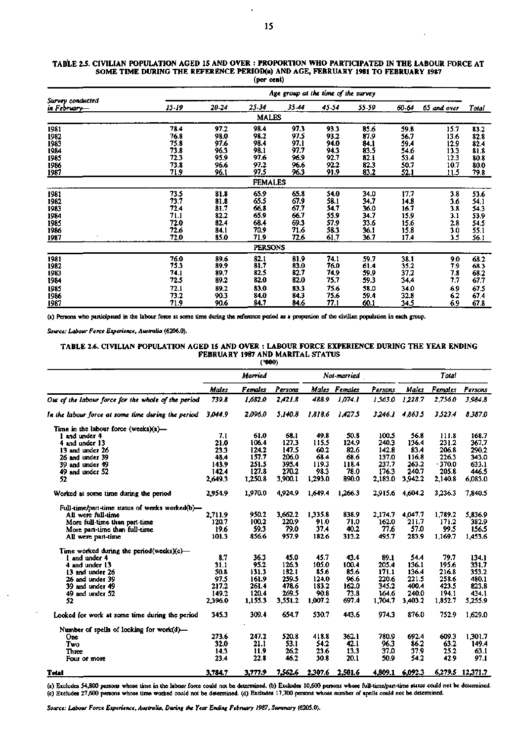**TABLE 2.5. CIVILIAN POPULATION AGED 15 AND OVER : PROPORTION WHO PARTICIPATED IN THE LABOUR FORCE AT SOME TIME DURING THE REFERENCE PERIOD(a) AND AGE, FEBRUARY 1981 TO FEBRUARY 1987**

(per cent)

| Survey conducted in February— | Age group at the time of the survey | | | | | | | | |
|---|---|---|---|---|---|---|---|---|---|
| | 15-19 | 20-24 | 25-34 | 35-44 | 45-54 | 55-59 | 60-64 | 65 and over | Total |
| | | | | MALES | | | | | |
| 1981 | 78.4 | 97.2 | 98.4 | 97.3 | 93.3 | 85.6 | 59.8 | 15.7 | 83.2 |
| 1982 | 76.8 | 98.0 | 98.2 | 97.5 | 93.2 | 87.9 | 56.7 | 13.6 | 82.8 |
| 1983 | 75.8 | 97.6 | 98.4 | 97.1 | 94.0 | 84.1 | 59.4 | 12.9 | 82.4 |
| 1984 | 73.8 | 96.3 | 98.1 | 97.7 | 94.3 | 83.5 | 54.6 | 13.3 | 81.8 |
| 1985 | 72.3 | 95.9 | 97.6 | 96.9 | 92.7 | 82.1 | 53.4 | 12.3 | 80.8 |
| 1986 | 73.8 | 96.6 | 97.2 | 96.6 | 92.2 | 82.3 | 50.7 | 10.7 | 80.0 |
| 1987 | 71.9 | 96.1 | 97.5 | 96.3 | 91.9 | 83.2 | 52.1 | 11.5 | 79.8 |
| | | | | FEMALES | | | | | |
| 1981 | 73.5 | 81.8 | 65.9 | 65.8 | 54.0 | 34.0 | 17.7 | 3.8 | 53.6 |
| 1982 | 73.7 | 81.8 | 65.5 | 67.9 | 58.1 | 34.7 | 14.8 | 3.6 | 54.1 |
| 1983 | 72.4 | 81.7 | 66.8 | 67.7 | 54.7 | 36.0 | 16.7 | 3.8 | 54.3 |
| 1984 | 71.1 | 82.2 | 65.9 | 66.7 | 55.9 | 34.7 | 15.9 | 3.1 | 53.9 |
| 1985 | 72.0 | 82.4 | 68.4 | 69.3 | 57.9 | 33.6 | 15.6 | 2.8 | 54.5 |
| 1986 | 72.6 | 84.1 | 70.9 | 71.6 | 58.3 | 36.1 | 15.8 | 3.0 | 55.1 |
| 1987 | 72.0 | 85.0 | 71.9 | 72.6 | 61.7 | 36.7 | 17.4 | 3.5 | 56.1 |
| | | | | PERSONS | | | | | |
| 1981 | 76.0 | 89.6 | 82.1 | 81.9 | 74.1 | 59.7 | 38.1 | 9.0 | 68.2 |
| 1982 | 75.3 | 89.9 | 81.7 | 83.0 | 76.0 | 61.4 | 35.2 | 7.9 | 68.3 |
| 1983 | 74.1 | 89.7 | 82.5 | 82.7 | 74.9 | 59.9 | 37.2 | 7.8 | 68.2 |
| 1984 | 72.5 | 89.2 | 82.0 | 82.0 | 75.7 | 59.3 | 34.4 | 7.7 | 67.7 |
| 1985 | 72.1 | 89.2 | 83.0 | 83.3 | 75.6 | 58.0 | 34.0 | 6.9 | 67.5 |
| 1986 | 73.2 | 90.3 | 84.0 | 84.3 | 75.6 | 59.4 | 32.8 | 6.2 | 67.4 |
| 1987 | 71.9 | 90.6 | 84.7 | 84.6 | 77.1 | 60.1 | 34.5 | 6.9 | 67.8 |

(a) Persons who participated in the labour force at some time during the reference period as a proportion of the civilian population in each group.

*Source: Labour Force Experience, Australia (6206.0).*

**TABLE 2.6. CIVILIAN POPULATION AGED 15 AND OVER : LABOUR FORCE EXPERIENCE DURING THE YEAR ENDING FEBRUARY 1987 AND MARITAL STATUS**

('000)

| | Married | | | Not-married | | | Total | | |
|---|---|---|---|---|---|---|---|---|---|
| | Males | Females | Persons | Males | Females | Persons | Males | Females | Persons |
| *Out of the labour force for the whole of the period* | 739.8 | 1,682.0 | 2,421.8 | 488.9 | 1,074.1 | 1,563.0 | 1,228.7 | 2,756.0 | 3,984.8 |
| *In the labour force at some time during the period* | 3,044.9 | 2,096.0 | 5,140.8 | 1,818.6 | 1,427.5 | 3,246.1 | 4,863.5 | 3,523.4 | 8,387.0 |
| Time in the labour force (weeks)(a)— | | | | | | | | | |
| 1 and under 4 | 7.1 | 61.0 | 68.1 | 49.8 | 50.8 | 100.5 | 56.8 | 111.8 | 168.7 |
| 4 and under 13 | 21.0 | 106.4 | 127.3 | 115.5 | 124.9 | 240.3 | 136.4 | 231.2 | 367.7 |
| 13 and under 26 | 23.3 | 124.2 | 147.5 | 60.2 | 82.6 | 142.8 | 83.4 | 206.8 | 290.2 |
| 26 and under 39 | 48.4 | 157.7 | 206.0 | 68.4 | 68.6 | 137.0 | 116.8 | 226.3 | 343.0 |
| 39 and under 49 | 143.9 | 251.5 | 395.4 | 119.3 | 118.4 | 237.7 | 263.2 | 370.0 | 633.1 |
| 49 and under 52 | 142.4 | 127.8 | 270.2 | 98.3 | 78.0 | 176.3 | 240.7 | 205.8 | 446.5 |
| 52 | 2,649.3 | 1,250.8 | 3,900.1 | 1,293.0 | 890.0 | 2,183.0 | 3,942.2 | 2,140.8 | 6,083.0 |
| Worked at some time during the period | 2,954.9 | 1,970.0 | 4,924.9 | 1,649.4 | 1,266.3 | 2,915.6 | 4,604.2 | 3,236.3 | 7,840.5 |
| Full-time/part-time status of weeks worked(b)— | | | | | | | | | |
| All were full-time | 2,711.9 | 950.2 | 3,662.2 | 1,335.8 | 838.9 | 2,174.7 | 4,047.7 | 1,789.2 | 5,836.9 |
| More full-time than part-time | 120.7 | 100.2 | 220.9 | 91.0 | 71.0 | 162.0 | 211.7 | 171.2 | 382.9 |
| More part-time than full-time | 19.6 | 59.3 | 79.0 | 37.4 | 40.2 | 77.6 | 57.0 | 99.5 | 156.5 |
| All were part-time | 101.3 | 856.6 | 957.9 | 182.6 | 313.2 | 495.7 | 283.9 | 1,169.7 | 1,453.6 |
| Time worked during the period(weeks)(c)— | | | | | | | | | |
| 1 and under 4 | 8.7 | 36.3 | 45.0 | 45.7 | 43.4 | 89.1 | 54.4 | 79.7 | 134.1 |
| 4 and under 13 | 31.1 | 95.2 | 126.3 | 105.0 | 100.4 | 205.4 | 136.1 | 195.6 | 331.7 |
| 13 and under 26 | 50.8 | 131.3 | 182.1 | 85.6 | 85.6 | 171.1 | 136.4 | 216.8 | 353.2 |
| 26 and under 39 | 97.5 | 161.9 | 259.5 | 124.0 | 96.6 | 220.6 | 221.5 | 258.6 | 480.1 |
| 39 and under 49 | 217.2 | 261.4 | 478.6 | 183.2 | 162.0 | 345.2 | 400.4 | 423.5 | 823.8 |
| 49 and under 52 | 149.2 | 120.4 | 269.5 | 90.8 | 73.8 | 164.6 | 240.0 | 194.1 | 434.1 |
| 52 | 2,396.0 | 1,155.3 | 3,551.2 | 1,007.2 | 697.4 | 1,704.7 | 3,403.2 | 1,852.7 | 5,255.9 |
| Looked for work at some time during the period | 345.3 | 309.4 | 654.7 | 530.7 | 443.6 | 974.3 | 876.0 | 752.9 | 1,629.0 |
| Number of spells of looking for work(d)— | | | | | | | | | |
| One | 273.6 | 247.2 | 520.8 | 418.8 | 362.1 | 780.9 | 692.4 | 609.3 | 1,301.7 |
| Two | 32.0 | 21.1 | 53.1 | 54.2 | 42.1 | 96.3 | 86.2 | 63.2 | 149.4 |
| Three | 14.3 | 11.9 | 26.2 | 23.6 | 13.3 | 37.0 | 37.9 | 25.2 | 63.1 |
| Four or more | 23.4 | 22.8 | 46.2 | 30.8 | 20.1 | 50.9 | 54.2 | 42.9 | 97.1 |
| **Total** | 3,784.7 | 3,777.9 | 7,562.6 | 2,307.6 | 2,501.6 | 4,809.1 | 6,092.3 | 6,279.5 | 12,371.7 |

(a) Excludes 54,800 persons whose time in the labour force could not be determined. (b) Excludes 10,600 persons whose full-time/part-time status could not be determined. (c) Excludes 27,600 persons whose time worked could not be determined. (d) Excludes 17,700 persons whose number of spells could not be determined.

*Source: Labour Force Experience, Australia, During the Year Ending February 1987, Summary (6205.0).*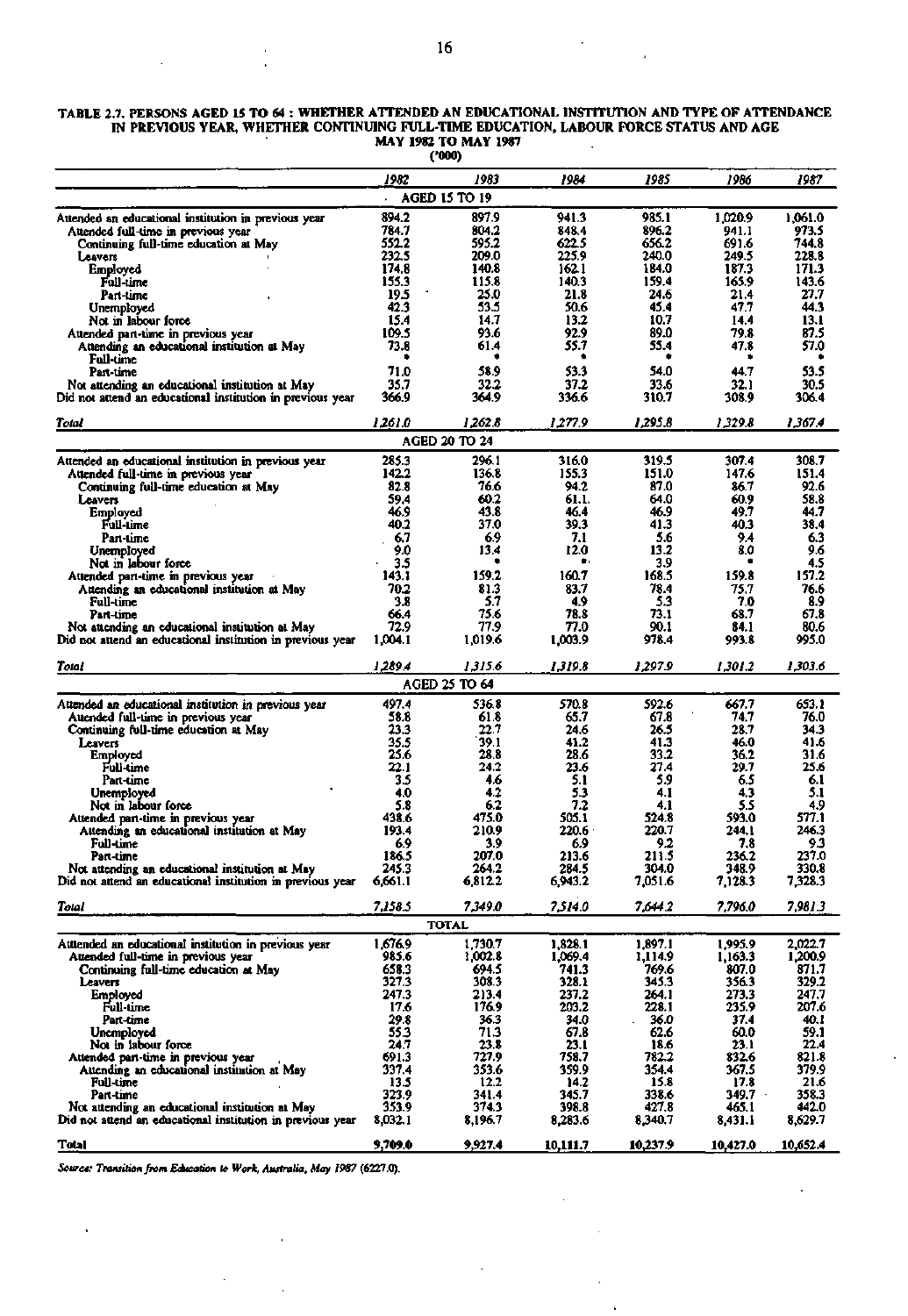**TABLE 2.7. PERSONS AGED 15 TO 64 : WHETHER ATTENDED AN EDUCATIONAL INSTITUTION AND TYPE OF ATTENDANCE IN PREVIOUS YEAR, WHETHER CONTINUING FULL-TIME EDUCATION, LABOUR FORCE STATUS AND AGE MAY 1982 TO MAY 1987**

('000)

| | 1982 | 1983 | 1984 | 1985 | 1986 | 1987 |
|---|---|---|---|---|---|---|
| **AGED 15 TO 19** | | | | | | |
| Attended an educational institution in previous year | 894.2 | 897.9 | 941.3 | 985.1 | 1,020.9 | 1,061.0 |
| Attended full-time in previous year | 784.7 | 804.2 | 848.4 | 896.2 | 941.1 | 973.5 |
| Continuing full-time education at May | 552.2 | 595.2 | 622.5 | 656.2 | 691.6 | 744.8 |
| Leavers | 232.5 | 209.0 | 225.9 | 240.0 | 249.5 | 228.8 |
| Employed | 174.8 | 140.8 | 162.1 | 184.0 | 187.3 | 171.3 |
| Full-time | 155.3 | 115.8 | 140.3 | 159.4 | 165.9 | 143.6 |
| Part-time | 19.5 | 25.0 | 21.8 | 24.6 | 21.4 | 27.7 |
| Unemployed | 42.3 | 53.5 | 50.6 | 45.4 | 47.7 | 44.3 |
| Not in labour force | 15.4 | 14.7 | 13.2 | 10.7 | 14.4 | 13.1 |
| Attended part-time in previous year | 109.5 | 93.6 | 92.9 | 89.0 | 79.8 | 87.5 |
| Attending an educational institution at May | 73.8 | 61.4 | 55.7 | 55.4 | 47.8 | 57.0 |
| Full-time | * | * | * | * | * | * |
| Part-time | 71.0 | 58.9 | 53.3 | 54.0 | 44.7 | 53.5 |
| Not attending an educational institution at May | 35.7 | 32.2 | 37.2 | 33.6 | 32.1 | 30.5 |
| Did not attend an educational institution in previous year | 366.9 | 364.9 | 336.6 | 310.7 | 308.9 | 306.4 |
| *Total* | *1,261.0* | *1,262.8* | *1,277.9* | *1,295.8* | *1,329.8* | *1,367.4* |
| **AGED 20 TO 24** | | | | | | |
| Attended an educational institution in previous year | 285.3 | 296.1 | 316.0 | 319.5 | 307.4 | 308.7 |
| Attended full-time in previous year | 142.2 | 136.8 | 155.3 | 151.0 | 147.6 | 151.4 |
| Continuing full-time education at May | 82.8 | 76.6 | 94.2 | 87.0 | 86.7 | 92.6 |
| Leavers | 59.4 | 60.2 | 61.1 | 64.0 | 60.9 | 58.8 |
| Employed | 46.9 | 43.8 | 46.4 | 46.9 | 49.7 | 44.7 |
| Full-time | 40.2 | 37.0 | 39.3 | 41.3 | 40.3 | 38.4 |
| Part-time | 6.7 | 6.9 | 7.1 | 5.6 | 9.4 | 6.3 |
| Unemployed | 9.0 | 13.4 | 12.0 | 13.2 | 8.0 | 9.6 |
| Not in labour force | 3.5 | * | * | 3.9 | * | 4.5 |
| Attended part-time in previous year | 143.1 | 159.2 | 160.7 | 168.5 | 159.8 | 157.2 |
| Attending an educational institution at May | 70.2 | 81.3 | 83.7 | 78.4 | 75.7 | 76.6 |
| Full-time | 3.8 | 5.7 | 4.9 | 5.3 | 7.0 | 8.9 |
| Part-time | 66.4 | 75.6 | 78.8 | 73.1 | 68.7 | 67.8 |
| Not attending an educational institution at May | 72.9 | 77.9 | 77.0 | 90.1 | 84.1 | 80.6 |
| Did not attend an educational institution in previous year | 1,004.1 | 1,019.6 | 1,003.9 | 978.4 | 993.8 | 995.0 |
| *Total* | *1,289.4* | *1,315.6* | *1,319.8* | *1,297.9* | *1,301.2* | *1,303.6* |
| **AGED 25 TO 64** | | | | | | |
| Attended an educational institution in previous year | 497.4 | 536.8 | 570.8 | 592.6 | 667.7 | 653.1 |
| Attended full-time in previous year | 58.8 | 61.8 | 65.7 | 67.8 | 74.7 | 76.0 |
| Continuing full-time education at May | 23.3 | 22.7 | 24.6 | 26.5 | 28.7 | 34.3 |
| Leavers | 35.5 | 39.1 | 41.2 | 41.3 | 46.0 | 41.6 |
| Employed | 25.6 | 28.8 | 28.6 | 33.2 | 36.2 | 31.6 |
| Full-time | 22.1 | 24.2 | 23.6 | 27.4 | 29.7 | 25.6 |
| Part-time | 3.5 | 4.6 | 5.1 | 5.9 | 6.5 | 6.1 |
| Unemployed | 4.0 | 4.2 | 5.3 | 4.1 | 4.3 | 5.1 |
| Not in labour force | 5.8 | 6.2 | 7.2 | 4.1 | 5.5 | 4.9 |
| Attended part-time in previous year | 438.6 | 475.0 | 505.1 | 524.8 | 593.0 | 577.1 |
| Attending an educational institution at May | 193.4 | 210.9 | 220.6 | 220.7 | 244.1 | 246.3 |
| Full-time | 6.9 | 3.9 | 6.9 | 9.2 | 7.8 | 9.3 |
| Part-time | 186.5 | 207.0 | 213.6 | 211.5 | 236.2 | 237.0 |
| Not attending an educational institution at May | 245.3 | 264.2 | 284.5 | 304.0 | 348.9 | 330.8 |
| Did not attend an educational institution in previous year | 6,661.1 | 6,812.2 | 6,943.2 | 7,051.6 | 7,128.3 | 7,328.3 |
| *Total* | *7,158.5* | *7,349.0* | *7,514.0* | *7,644.2* | *7,796.0* | *7,981.3* |
| **TOTAL** | | | | | | |
| Attended an educational institution in previous year | 1,676.9 | 1,730.7 | 1,828.1 | 1,897.1 | 1,995.9 | 2,022.7 |
| Attended full-time in previous year | 985.6 | 1,002.8 | 1,069.4 | 1,114.9 | 1,163.3 | 1,200.9 |
| Continuing full-time education at May | 658.3 | 694.5 | 741.3 | 769.6 | 807.0 | 871.7 |
| Leavers | 327.3 | 308.3 | 328.1 | 345.3 | 356.3 | 329.2 |
| Employed | 247.3 | 213.4 | 237.2 | 264.1 | 273.3 | 247.7 |
| Full-time | 17.6 | 176.9 | 203.2 | 228.1 | 235.9 | 207.6 |
| Part-time | 29.8 | 36.3 | 34.0 | 36.0 | 37.4 | 40.1 |
| Unemployed | 55.3 | 71.3 | 67.8 | 62.6 | 60.0 | 59.1 |
| Not in labour force | 24.7 | 23.8 | 23.1 | 18.6 | 23.1 | 22.4 |
| Attended part-time in previous year | 691.3 | 727.9 | 758.7 | 782.2 | 832.6 | 821.8 |
| Attending an educational institution at May | 337.4 | 353.6 | 359.9 | 354.4 | 367.5 | 379.9 |
| Full-time | 13.5 | 12.2 | 14.2 | 15.8 | 17.8 | 21.6 |
| Part-time | 323.9 | 341.4 | 345.7 | 338.6 | 349.7 | 358.3 |
| Not attending an educational institution at May | 353.9 | 374.3 | 398.8 | 427.8 | 465.1 | 442.0 |
| Did not attend an educational institution in previous year | 8,032.1 | 8,196.7 | 8,283.6 | 8,340.7 | 8,431.1 | 8,629.7 |
| **Total** | **9,709.0** | **9,927.4** | **10,111.7** | **10,237.9** | **10,427.0** | **10,652.4** |

*Source: Transition from Education to Work, Australia, May 1987 (6227.0).*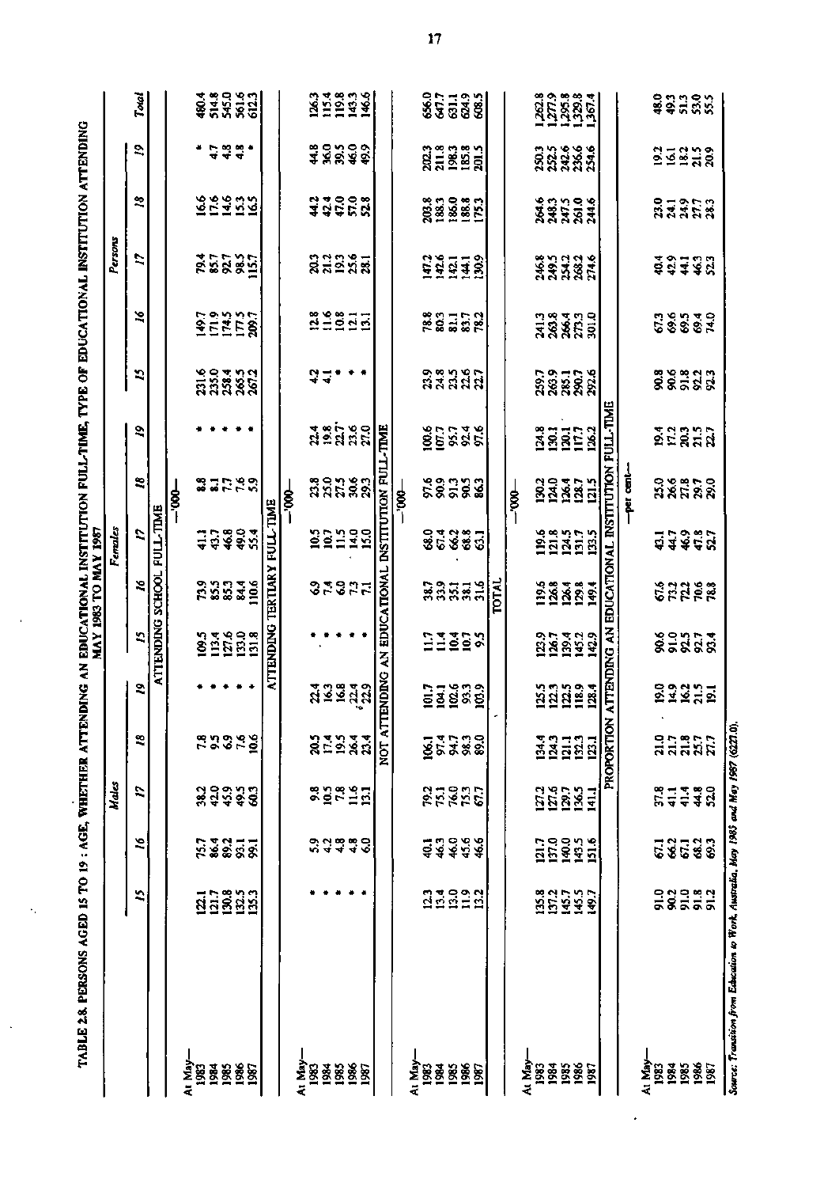TABLE 2.8. PERSONS AGED 15 TO 19 : AGE, WHETHER ATTENDING AN EDUCATIONAL INSTITUTION FULL-TIME, TYPE OF EDUCATIONAL INSTITUTION ATTENDING MAY 1983 TO MAY 1987

| | Males | | | | | Females | | | | | Persons | | | | | |
|---|---|---|---|---|---|---|---|---|---|---|---|---|---|---|---|---|
| | 15 | 16 | 17 | 18 | 19 | 15 | 16 | 17 | 18 | 19 | 15 | 16 | 17 | 18 | 19 | Total |
| **ATTENDING SCHOOL FULL-TIME** | | | | | | | | | | | | | | | | |
| | | | | | | | | —'000— | | | | | | | | |
| At May— | | | | | | | | | | | | | | | | |
| 1983 | 122.1 | 75.7 | 38.2 | 7.8 | * | 109.5 | 73.9 | 41.1 | 8.8 | * | 231.6 | 149.7 | 79.4 | 16.6 | * | 480.4 |
| 1984 | 121.7 | 86.4 | 42.0 | 9.5 | * | 113.4 | 85.5 | 43.7 | 8.1 | * | 235.0 | 171.9 | 85.7 | 17.6 | 4.7 | 514.8 |
| 1985 | 130.8 | 89.2 | 45.9 | 6.9 | * | 127.6 | 85.3 | 46.8 | 7.7 | * | 258.4 | 174.5 | 92.7 | 14.6 | 4.8 | 545.0 |
| 1986 | 132.5 | 93.1 | 49.5 | 7.6 | * | 133.0 | 84.4 | 49.0 | 7.6 | * | 265.5 | 177.5 | 98.5 | 15.3 | 4.8 | 561.6 |
| 1987 | 135.3 | 99.1 | 60.3 | 10.6 | * | 131.8 | 110.6 | 55.4 | 5.9 | * | 267.2 | 209.7 | 115.7 | 16.5 | * | 612.3 |
| **ATTENDING TERTIARY FULL-TIME** | | | | | | | | | | | | | | | | |
| | | | | | | | | —'000— | | | | | | | | |
| At May— | | | | | | | | | | | | | | | | |
| 1983 | * | 5.9 | 9.8 | 20.5 | 22.4 | * | 6.9 | 10.5 | 23.8 | 22.4 | 4.2 | 12.8 | 20.3 | 44.2 | 44.8 | 126.3 |
| 1984 | * | 4.2 | 10.5 | 17.4 | 16.3 | * | 7.4 | 10.7 | 25.0 | 19.8 | 4.1 | 11.6 | 21.2 | 42.4 | 36.0 | 115.4 |
| 1985 | * | 4.8 | 7.8 | 19.5 | 16.8 | * | 6.0 | 11.5 | 27.5 | 22.7 | * | 10.8 | 19.3 | 47.0 | 39.5 | 119.8 |
| 1986 | * | 4.8 | 11.6 | 26.4 | 22.4 | * | 7.3 | 14.0 | 30.6 | 23.6 | * | 12.1 | 25.6 | 57.0 | 46.0 | 143.3 |
| 1987 | * | 6.0 | 13.1 | 23.4 | 22.9 | * | 7.1 | 15.0 | 29.3 | 27.0 | * | 13.1 | 28.1 | 52.8 | 49.9 | 146.6 |
| **NOT ATTENDING AN EDUCATIONAL INSTITUTION FULL-TIME** | | | | | | | | | | | | | | | | |
| | | | | | | | | —'000— | | | | | | | | |
| At May— | | | | | | | | | | | | | | | | |
| 1983 | 12.3 | 40.1 | 79.2 | 106.1 | 101.7 | 11.7 | 38.7 | 68.0 | 97.6 | 100.6 | 23.9 | 78.8 | 147.2 | 203.8 | 202.3 | 656.0 |
| 1984 | 13.4 | 46.3 | 75.1 | 97.4 | 104.1 | 11.4 | 33.9 | 67.4 | 90.9 | 107.7 | 24.8 | 80.3 | 142.6 | 188.3 | 211.8 | 647.7 |
| 1985 | 13.0 | 46.0 | 76.0 | 94.7 | 102.6 | 10.4 | 35.1 | 66.2 | 91.3 | 95.7 | 23.5 | 81.1 | 142.1 | 186.0 | 198.3 | 631.1 |
| 1986 | 11.9 | 45.6 | 75.3 | 98.3 | 93.3 | 10.7 | 38.1 | 68.8 | 90.5 | 92.4 | 22.6 | 83.7 | 144.1 | 188.8 | 185.8 | 624.9 |
| 1987 | 13.2 | 46.6 | 67.7 | 89.0 | 103.9 | 9.5 | 31.6 | 63.1 | 86.3 | 97.6 | 22.7 | 78.2 | 130.9 | 175.3 | 201.5 | 608.5 |
| **TOTAL** | | | | | | | | | | | | | | | | |
| | | | | | | | | —'000— | | | | | | | | |
| At May— | | | | | | | | | | | | | | | | |
| 1983 | 135.8 | 121.7 | 127.2 | 134.4 | 125.5 | 123.9 | 119.6 | 119.6 | 130.2 | 124.8 | 259.7 | 241.3 | 246.8 | 264.6 | 250.3 | 1,262.8 |
| 1984 | 137.2 | 137.0 | 127.6 | 124.3 | 122.3 | 126.7 | 126.8 | 121.8 | 124.0 | 130.1 | 263.9 | 263.8 | 249.5 | 248.3 | 252.5 | 1,277.9 |
| 1985 | 145.7 | 140.0 | 129.7 | 121.1 | 122.5 | 139.4 | 126.4 | 124.5 | 126.4 | 120.1 | 285.1 | 266.4 | 254.2 | 247.5 | 242.6 | 1,295.8 |
| 1986 | 145.5 | 143.5 | 136.5 | 132.3 | 118.9 | 145.2 | 129.8 | 131.7 | 128.7 | 117.7 | 290.7 | 273.3 | 268.2 | 261.0 | 236.6 | 1,329.8 |
| 1987 | 149.7 | 151.6 | 141.1 | 123.1 | 128.4 | 142.9 | 149.4 | 133.5 | 121.5 | 126.2 | 292.6 | 301.0 | 274.6 | 244.6 | 254.6 | 1,367.4 |
| **PROPORTION ATTENDING AN EDUCATIONAL INSTITUTION FULL-TIME** | | | | | | | | | | | | | | | | |
| | | | | | | | | —per cent— | | | | | | | | |
| At May— | | | | | | | | | | | | | | | | |
| 1983 | 91.0 | 67.1 | 37.8 | 21.0 | 19.0 | 90.6 | 67.6 | 43.1 | 25.0 | 19.4 | 90.8 | 67.3 | 40.4 | 23.0 | 19.2 | 48.0 |
| 1984 | 90.2 | 66.2 | 41.1 | 21.7 | 14.9 | 91.0 | 73.2 | 44.7 | 26.6 | 17.2 | 90.6 | 69.6 | 42.9 | 24.1 | 16.1 | 49.3 |
| 1985 | 91.0 | 67.1 | 41.4 | 21.8 | 16.2 | 92.5 | 72.2 | 46.9 | 27.8 | 20.3 | 91.8 | 69.5 | 44.1 | 24.9 | 18.2 | 51.3 |
| 1986 | 91.8 | 68.2 | 44.8 | 25.7 | 21.5 | 92.7 | 70.6 | 47.8 | 29.7 | 21.5 | 92.2 | 69.4 | 46.3 | 27.7 | 21.5 | 53.0 |
| 1987 | 91.2 | 69.3 | 52.0 | 27.7 | 19.1 | 93.4 | 78.8 | 52.7 | 29.0 | 22.7 | 92.3 | 74.0 | 52.3 | 28.3 | 20.9 | 55.5 |

*Source: Transition from Education to Work, Australia, May 1985 and May 1987 (6227.0).*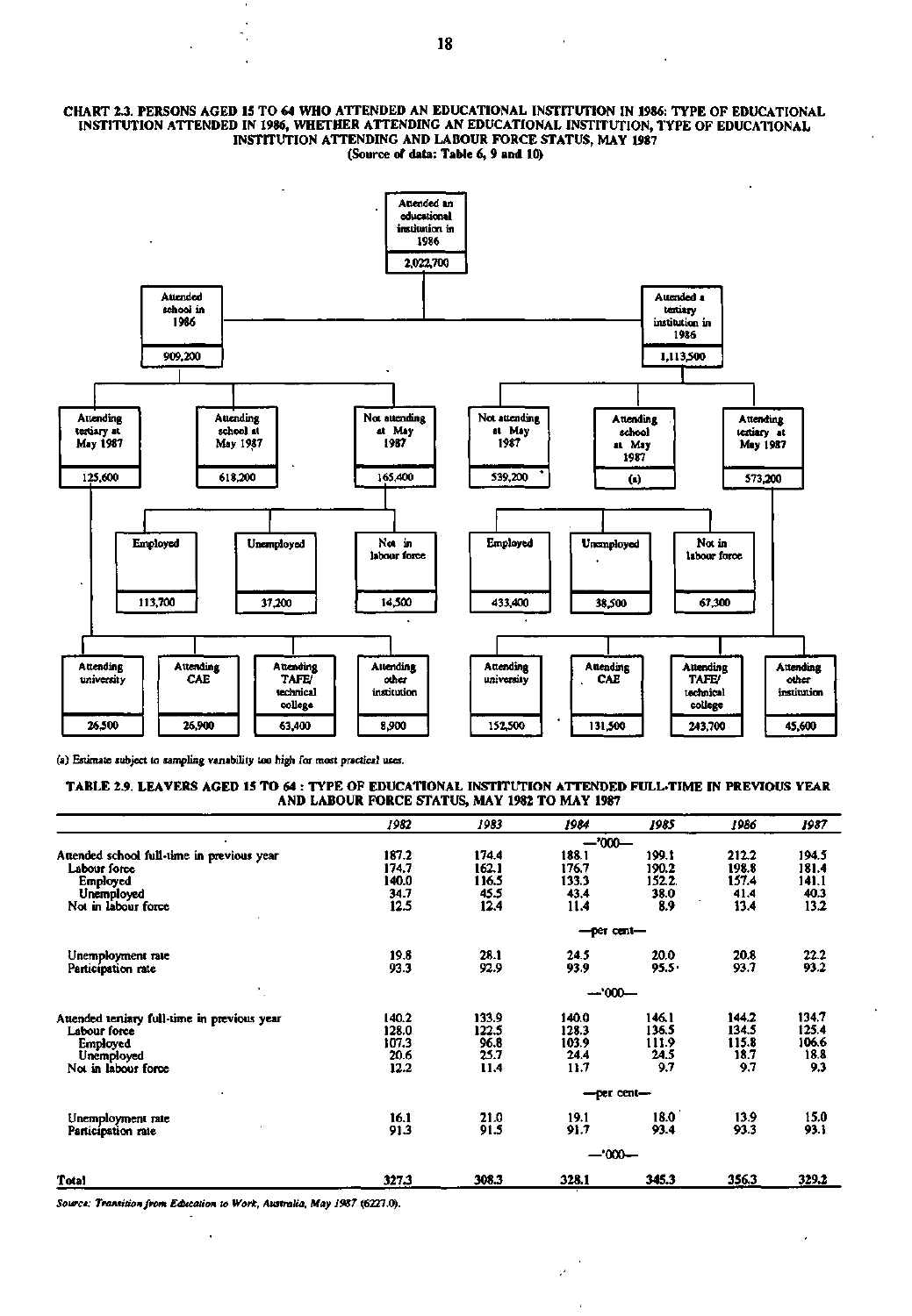CHART 2.3. PERSONS AGED 15 TO 64 WHO ATTENDED AN EDUCATIONAL INSTITUTION IN 1986: TYPE OF EDUCATIONAL INSTITUTION ATTENDED IN 1986, WHETHER ATTENDING AN EDUCATIONAL INSTITUTION, TYPE OF EDUCATIONAL INSTITUTION ATTENDING AND LABOUR FORCE STATUS, MAY 1987
(Source of data: Table 6, 9 and 10)

Attended an educational institution in 1986
2,022,700

Attended school in 1986
909,200

Attended a tertiary institution in 1986
1,113,500

Attending tertiary at May 1987
125,600

Attending school at May 1987
618,200

Not attending at May 1987
165,400

Not attending at May 1987
539,200

Attending school at May 1987
(a)

Attending tertiary at May 1987
573,200

Employed
113,700

Unemployed
37,200

Not in labour force
14,500

Employed
433,400

Unemployed
38,500

Not in labour force
67,300

Attending university
26,500

Attending CAE
26,900

Attending TAFE/ technical college
63,400

Attending other institution
8,900

Attending university
152,500

Attending CAE
131,500

Attending TAFE/ technical college
243,700

Attending other institution
45,600

(a) Estimate subject to sampling variability too high for most practical uses.

TABLE 2.9. LEAVERS AGED 15 TO 64 : TYPE OF EDUCATIONAL INSTITUTION ATTENDED FULL-TIME IN PREVIOUS YEAR AND LABOUR FORCE STATUS, MAY 1982 TO MAY 1987

| | *1982* | *1983* | *1984* | *1985* | *1986* | *1987* |
|---|---|---|---|---|---|---|
| | | | —'000— | | | |
| Attended school full-time in previous year | 187.2 | 174.4 | 188.1 | 199.1 | 212.2 | 194.5 |
| Labour force | 174.7 | 162.1 | 176.7 | 190.2 | 198.8 | 181.4 |
| Employed | 140.0 | 116.5 | 133.3 | 152.2 | 157.4 | 141.1 |
| Unemployed | 34.7 | 45.5 | 43.4 | 38.0 | 41.4 | 40.3 |
| Not in labour force | 12.5 | 12.4 | 11.4 | 8.9 | 13.4 | 13.2 |
| | | | —per cent— | | | |
| Unemployment rate | 19.8 | 28.1 | 24.5 | 20.0 | 20.8 | 22.2 |
| Participation rate | 93.3 | 92.9 | 93.9 | 95.5 | 93.7 | 93.2 |
| | | | —'000— | | | |
| Attended tertiary full-time in previous year | 140.2 | 133.9 | 140.0 | 146.1 | 144.2 | 134.7 |
| Labour force | 128.0 | 122.5 | 128.3 | 136.5 | 134.5 | 125.4 |
| Employed | 107.3 | 96.8 | 103.9 | 111.9 | 115.8 | 106.6 |
| Unemployed | 20.6 | 25.7 | 24.4 | 24.5 | 18.7 | 18.8 |
| Not in labour force | 12.2 | 11.4 | 11.7 | 9.7 | 9.7 | 9.3 |
| | | | —per cent— | | | |
| Unemployment rate | 16.1 | 21.0 | 19.1 | 18.0 | 13.9 | 15.0 |
| Participation rate | 91.3 | 91.5 | 91.7 | 93.4 | 93.3 | 93.1 |
| | | | —'000— | | | |
| **Total** | **327.3** | **308.3** | **328.1** | **345.3** | **356.3** | **329.2** |

*Source: Transition from Education to Work, Australia, May 1987 (6227.0).*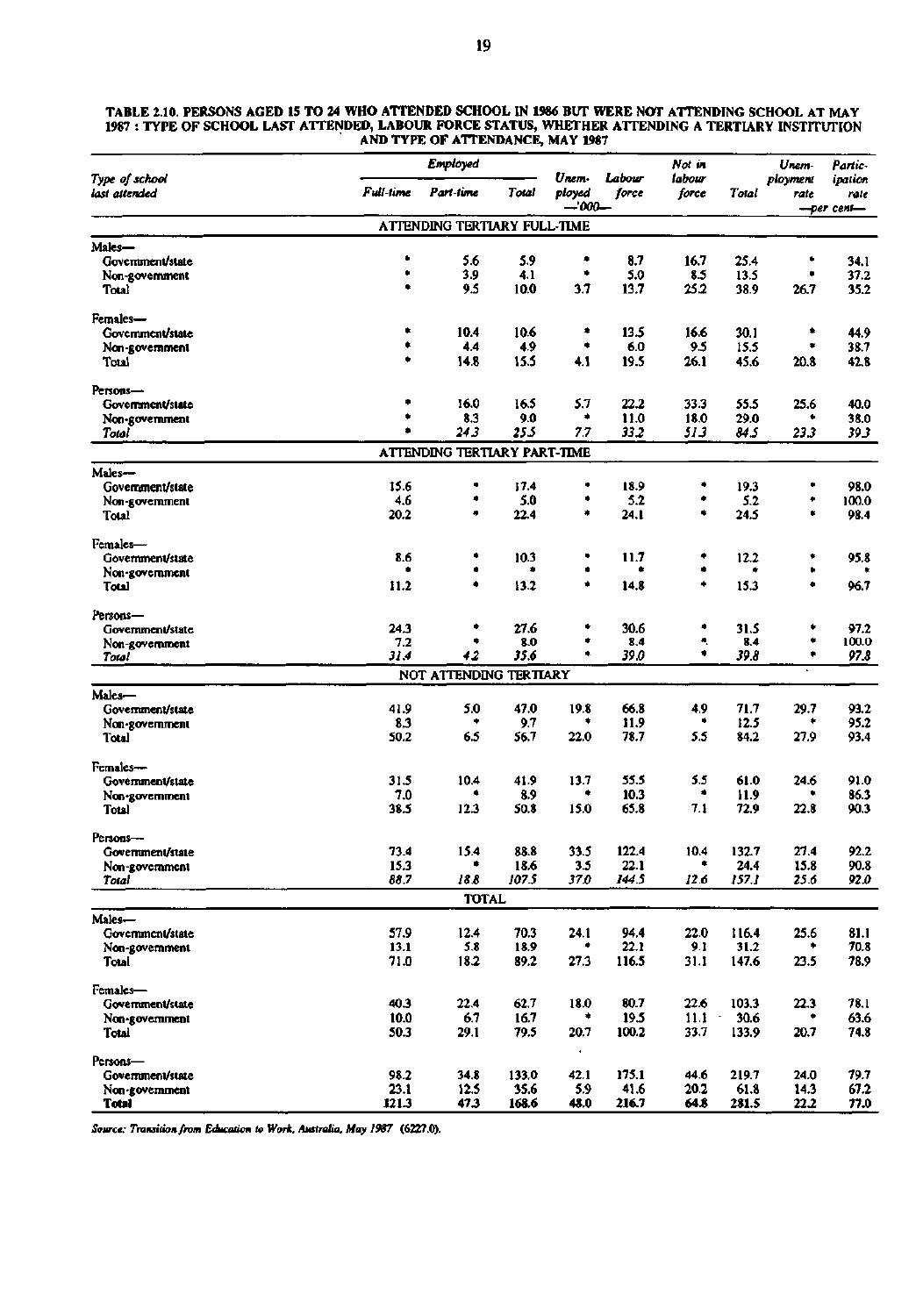**TABLE 2.10. PERSONS AGED 15 TO 24 WHO ATTENDED SCHOOL IN 1986 BUT WERE NOT ATTENDING SCHOOL AT MAY 1987 : TYPE OF SCHOOL LAST ATTENDED, LABOUR FORCE STATUS, WHETHER ATTENDING A TERTIARY INSTITUTION AND TYPE OF ATTENDANCE, MAY 1987**

| Type of school last attended | Employed | | | Unemployed | Labour force | Not in labour force | Total | Unemployment rate | Participation rate |
|---|---|---|---|---|---|---|---|---|---|
| | Full-time | Part-time | Total | —'000— | | | | —per cent— | |
| **ATTENDING TERTIARY FULL-TIME** | | | | | | | | | |
| Males— | | | | | | | | | |
| Government/state | * | 5.6 | 5.9 | * | 8.7 | 16.7 | 25.4 | * | 34.1 |
| Non-government | * | 3.9 | 4.1 | * | 5.0 | 8.5 | 13.5 | * | 37.2 |
| Total | * | 9.5 | 10.0 | 3.7 | 13.7 | 25.2 | 38.9 | 26.7 | 35.2 |
| Females— | | | | | | | | | |
| Government/state | * | 10.4 | 10.6 | * | 13.5 | 16.6 | 30.1 | * | 44.9 |
| Non-government | * | 4.4 | 4.9 | * | 6.0 | 9.5 | 15.5 | * | 38.7 |
| Total | * | 14.8 | 15.5 | 4.1 | 19.5 | 26.1 | 45.6 | 20.8 | 42.8 |
| Persons— | | | | | | | | | |
| Government/state | * | 16.0 | 16.5 | 5.7 | 22.2 | 33.3 | 55.5 | 25.6 | 40.0 |
| Non-government | * | 8.3 | 9.0 | * | 11.0 | 18.0 | 29.0 | * | 38.0 |
| *Total* | * | *24.3* | *25.5* | *7.7* | *33.2* | *51.3* | *84.5* | *23.3* | *39.3* |
| **ATTENDING TERTIARY PART-TIME** | | | | | | | | | |
| Males— | | | | | | | | | |
| Government/state | 15.6 | * | 17.4 | * | 18.9 | * | 19.3 | * | 98.0 |
| Non-government | 4.6 | * | 5.0 | * | 5.2 | * | 5.2 | * | 100.0 |
| Total | 20.2 | * | 22.4 | * | 24.1 | * | 24.5 | * | 98.4 |
| Females— | | | | | | | | | |
| Government/state | 8.6 | * | 10.3 | * | 11.7 | * | 12.2 | * | 95.8 |
| Non-government | * | * | * | * | * | * | * | * | * |
| Total | 11.2 | * | 13.2 | * | 14.8 | * | 15.3 | * | 96.7 |
| Persons— | | | | | | | | | |
| Government/state | 24.3 | * | 27.6 | * | 30.6 | * | 31.5 | * | 97.2 |
| Non-government | 7.2 | * | 8.0 | * | 8.4 | * | 8.4 | * | 100.0 |
| *Total* | *31.4* | *4.2* | *35.6* | * | *39.0* | * | *39.8* | * | *97.8* |
| **NOT ATTENDING TERTIARY** | | | | | | | | | |
| Males— | | | | | | | | | |
| Government/state | 41.9 | 5.0 | 47.0 | 19.8 | 66.8 | 4.9 | 71.7 | 29.7 | 93.2 |
| Non-government | 8.3 | * | 9.7 | * | 11.9 | * | 12.5 | * | 95.2 |
| Total | 50.2 | 6.5 | 56.7 | 22.0 | 78.7 | 5.5 | 84.2 | 27.9 | 93.4 |
| Females— | | | | | | | | | |
| Government/state | 31.5 | 10.4 | 41.9 | 13.7 | 55.5 | 5.5 | 61.0 | 24.6 | 91.0 |
| Non-government | 7.0 | * | 8.9 | * | 10.3 | * | 11.9 | * | 86.3 |
| Total | 38.5 | 12.3 | 50.8 | 15.0 | 65.8 | 7.1 | 72.9 | 22.8 | 90.3 |
| Persons— | | | | | | | | | |
| Government/state | 73.4 | 15.4 | 88.8 | 33.5 | 122.4 | 10.4 | 132.7 | 27.4 | 92.2 |
| Non-government | 15.3 | * | 18.6 | 3.5 | 22.1 | * | 24.4 | 15.8 | 90.8 |
| *Total* | *88.7* | *18.8* | *107.5* | *37.0* | *144.5* | *12.6* | *157.1* | *25.6* | *92.0* |
| **TOTAL** | | | | | | | | | |
| Males— | | | | | | | | | |
| Government/state | 57.9 | 12.4 | 70.3 | 24.1 | 94.4 | 22.0 | 116.4 | 25.6 | 81.1 |
| Non-government | 13.1 | 5.8 | 18.9 | * | 22.1 | 9.1 | 31.2 | * | 70.8 |
| Total | 71.0 | 18.2 | 89.2 | 27.3 | 116.5 | 31.1 | 147.6 | 23.5 | 78.9 |
| Females— | | | | | | | | | |
| Government/state | 40.3 | 22.4 | 62.7 | 18.0 | 80.7 | 22.6 | 103.3 | 22.3 | 78.1 |
| Non-government | 10.0 | 6.7 | 16.7 | * | 19.5 | 11.1 | 30.6 | * | 63.6 |
| Total | 50.3 | 29.1 | 79.5 | 20.7 | 100.2 | 33.7 | 133.9 | 20.7 | 74.8 |
| Persons— | | | | | | | | | |
| Government/state | 98.2 | 34.8 | 133.0 | 42.1 | 175.1 | 44.6 | 219.7 | 24.0 | 79.7 |
| Non-government | 23.1 | 12.5 | 35.6 | 5.9 | 41.6 | 20.2 | 61.8 | 14.3 | 67.2 |
| **Total** | **121.3** | **47.3** | **168.6** | **48.0** | **216.7** | **64.8** | **281.5** | **22.2** | **77.0** |

*Source: Transition from Education to Work, Australia, May 1987* (6227.0).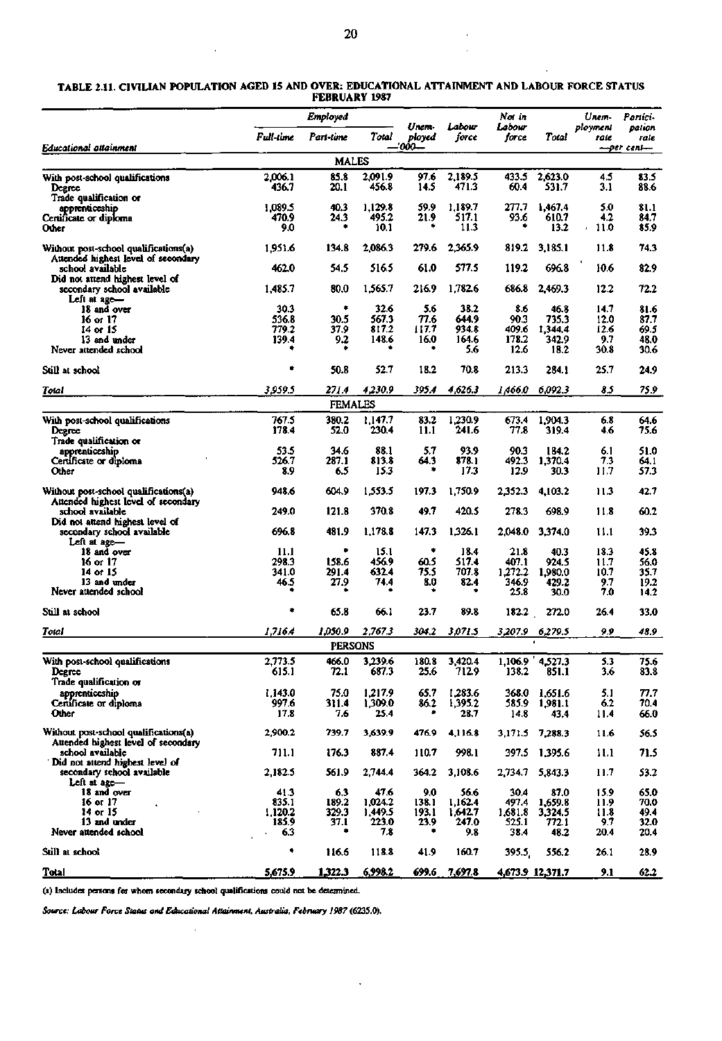**TABLE 2.11. CIVILIAN POPULATION AGED 15 AND OVER: EDUCATIONAL ATTAINMENT AND LABOUR FORCE STATUS FEBRUARY 1987**

| Educational attainment | Employed | | | Unem-ployed | Labour force | Not in Labour force | Total | Unem-ployment rate | Partici-pation rate |
|---|---|---|---|---|---|---|---|---|---|
| | Full-time | Part-time | Total | | | | | | |
| | —'000— | | | | | | | —per cent— | |
| **MALES** | | | | | | | | | |
| With post-school qualifications | 2,006.1 | 85.8 | 2,091.9 | 97.6 | 2,189.5 | 433.5 | 2,623.0 | 4.5 | 83.5 |
| Degree | 436.7 | 20.1 | 456.8 | 14.5 | 471.3 | 60.4 | 531.7 | 3.1 | 88.6 |
| Trade qualification or apprenticeship | 1,089.5 | 40.3 | 1,129.8 | 59.9 | 1,189.7 | 277.7 | 1,467.4 | 5.0 | 81.1 |
| Certificate or diploma | 470.9 | 24.3 | 495.2 | 21.9 | 517.1 | 93.6 | 610.7 | 4.2 | 84.7 |
| Other | 9.0 | * | 10.1 | * | 11.3 | * | 13.2 | 11.0 | 85.9 |
| Without post-school qualifications(a) | 1,951.6 | 134.8 | 2,086.3 | 279.6 | 2,365.9 | 819.2 | 3,185.1 | 11.8 | 74.3 |
| Attended highest level of secondary school available | 462.0 | 54.5 | 516.5 | 61.0 | 577.5 | 119.2 | 696.8 | 10.6 | 82.9 |
| Did not attend highest level of secondary school available | 1,485.7 | 80.0 | 1,565.7 | 216.9 | 1,782.6 | 686.8 | 2,469.3 | 12.2 | 72.2 |
| Left at age— | | | | | | | | | |
| 18 and over | 30.3 | * | 32.6 | 5.6 | 38.2 | 8.6 | 46.8 | 14.7 | 81.6 |
| 16 or 17 | 536.8 | 30.5 | 567.3 | 77.6 | 644.9 | 90.3 | 735.3 | 12.0 | 87.7 |
| 14 or 15 | 779.2 | 37.9 | 817.2 | 117.7 | 934.8 | 409.6 | 1,344.4 | 12.6 | 69.5 |
| 13 and under | 139.4 | 9.2 | 148.6 | 16.0 | 164.6 | 178.2 | 342.9 | 9.7 | 48.0 |
| Never attended school | * | * | * | * | 5.6 | 12.6 | 18.2 | 30.8 | 30.6 |
| Still at school | * | 50.8 | 52.7 | 18.2 | 70.8 | 213.3 | 284.1 | 25.7 | 24.9 |
| *Total* | *3,959.5* | *271.4* | *4,230.9* | *395.4* | *4,626.3* | *1,466.0* | *6,092.3* | *8.5* | *75.9* |
| **FEMALES** | | | | | | | | | |
| With post-school qualifications | 767.5 | 380.2 | 1,147.7 | 83.2 | 1,230.9 | 673.4 | 1,904.3 | 6.8 | 64.6 |
| Degree | 178.4 | 52.0 | 230.4 | 11.1 | 241.6 | 77.8 | 319.4 | 4.6 | 75.6 |
| Trade qualification or apprenticeship | 53.5 | 34.6 | 88.1 | 5.7 | 93.9 | 90.3 | 184.2 | 6.1 | 51.0 |
| Certificate or diploma | 526.7 | 287.1 | 813.8 | 64.3 | 878.1 | 492.3 | 1,370.4 | 7.3 | 64.1 |
| Other | 8.9 | 6.5 | 15.3 | * | 17.3 | 12.9 | 30.3 | 11.7 | 57.3 |
| Without post-school qualifications(a) | 948.6 | 604.9 | 1,553.5 | 197.3 | 1,750.9 | 2,352.3 | 4,103.2 | 11.3 | 42.7 |
| Attended highest level of secondary school available | 249.0 | 121.8 | 370.8 | 49.7 | 420.5 | 278.3 | 698.9 | 11.8 | 60.2 |
| Did not attend highest level of secondary school available | 696.8 | 481.9 | 1,178.8 | 147.3 | 1,326.1 | 2,048.0 | 3,374.0 | 11.1 | 39.3 |
| Left at age— | | | | | | | | | |
| 18 and over | 11.1 | * | 15.1 | * | 18.4 | 21.8 | 40.3 | 18.3 | 45.8 |
| 16 or 17 | 298.3 | 158.6 | 456.9 | 60.5 | 517.4 | 407.1 | 924.5 | 11.7 | 56.0 |
| 14 or 15 | 341.0 | 291.4 | 632.4 | 75.5 | 707.8 | 1,272.2 | 1,980.0 | 10.7 | 35.7 |
| 13 and under | 46.5 | 27.9 | 74.4 | 8.0 | 82.4 | 346.9 | 429.2 | 9.7 | 19.2 |
| Never attended school | * | * | * | * | * | 25.8 | 30.0 | 7.0 | 14.2 |
| Still at school | * | 65.8 | 66.1 | 23.7 | 89.8 | 182.2 | 272.0 | 26.4 | 33.0 |
| *Total* | *1,716.4* | *1,050.9* | *2,767.3* | *304.2* | *3,071.5* | *3,207.9* | *6,279.5* | *9.9* | *48.9* |
| **PERSONS** | | | | | | | | | |
| With post-school qualifications | 2,773.5 | 466.0 | 3,239.6 | 180.8 | 3,420.4 | 1,106.9 | 4,527.3 | 5.3 | 75.6 |
| Degree | 615.1 | 72.1 | 687.3 | 25.6 | 712.9 | 138.2 | 851.1 | 3.6 | 83.8 |
| Trade qualification or apprenticeship | 1,143.0 | 75.0 | 1,217.9 | 65.7 | 1,283.6 | 368.0 | 1,651.6 | 5.1 | 77.7 |
| Certificate or diploma | 997.6 | 311.4 | 1,309.0 | 86.2 | 1,395.2 | 585.9 | 1,981.1 | 6.2 | 70.4 |
| Other | 17.8 | 7.6 | 25.4 | * | 28.7 | 14.8 | 43.4 | 11.4 | 66.0 |
| Without post-school qualifications(a) | 2,900.2 | 739.7 | 3,639.9 | 476.9 | 4,116.8 | 3,171.5 | 7,288.3 | 11.6 | 56.5 |
| Attended highest level of secondary school available | 711.1 | 176.3 | 887.4 | 110.7 | 998.1 | 397.5 | 1,395.6 | 11.1 | 71.5 |
| Did not attend highest level of secondary school available | 2,182.5 | 561.9 | 2,744.4 | 364.2 | 3,108.6 | 2,734.7 | 5,843.3 | 11.7 | 53.2 |
| Left at age— | | | | | | | | | |
| 18 and over | 41.3 | 6.3 | 47.6 | 9.0 | 56.6 | 30.4 | 87.0 | 15.9 | 65.0 |
| 16 or 17 | 835.1 | 189.2 | 1,024.2 | 138.1 | 1,162.4 | 497.4 | 1,659.8 | 11.9 | 70.0 |
| 14 or 15 | 1,120.2 | 329.3 | 1,449.5 | 193.1 | 1,642.7 | 1,681.8 | 3,324.5 | 11.8 | 49.4 |
| 13 and under | 185.9 | 37.1 | 223.0 | 23.9 | 247.0 | 525.1 | 772.1 | 9.7 | 32.0 |
| Never attended school | 6.3 | * | 7.8 | * | 9.8 | 38.4 | 48.2 | 20.4 | 20.4 |
| Still at school | * | 116.6 | 118.8 | 41.9 | 160.7 | 395.5 | 556.2 | 26.1 | 28.9 |
| **Total** | **5,675.9** | **1,322.3** | **6,998.2** | **699.6** | **7,697.8** | **4,673.9** | **12,371.7** | **9.1** | **62.2** |

(a) Includes persons for whom secondary school qualifications could not be determined.

*Source: Labour Force Status and Educational Attainment, Australia, February 1987 (6235.0).*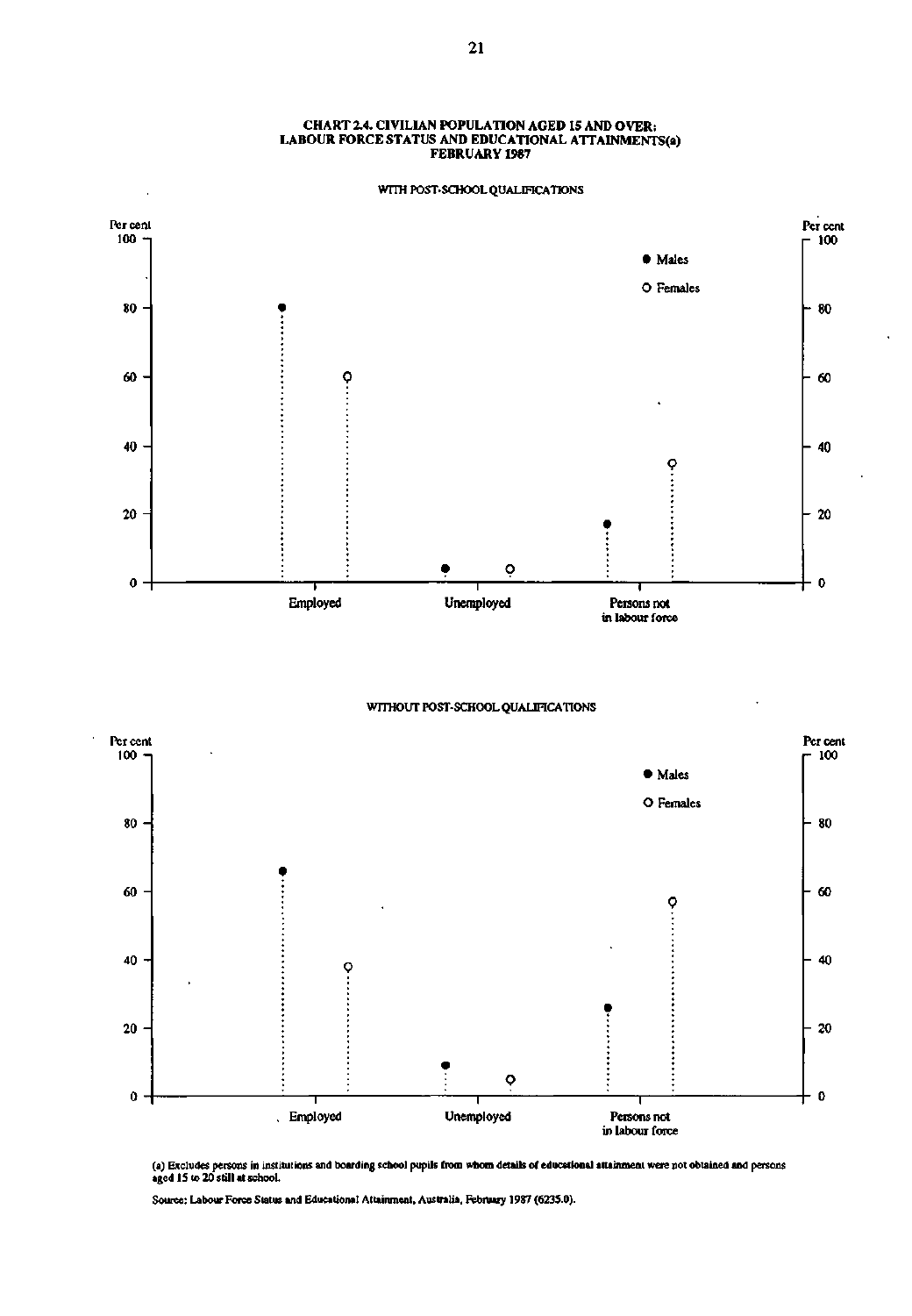# CHART 2.4. CIVILIAN POPULATION AGED 15 AND OVER: LABOUR FORCE STATUS AND EDUCATIONAL ATTAINMENTS(a) FEBRUARY 1987

WITH POST-SCHOOL QUALIFICATIONS

Per cent

100

80

60

40

20

0

Per cent

100

80

60

40

20

0

● Males

○ Females

Employed

Unemployed

Persons not in labour force

WITHOUT POST-SCHOOL QUALIFICATIONS

Per cent

100

80

60

40

20

0

Per cent

100

80

60

40

20

0

● Males

○ Females

Employed

Unemployed

Persons not in labour force

(a) Excludes persons in institutions and boarding school pupils from whom details of educational attainment were not obtained and persons aged 15 to 20 still at school.

Source: Labour Force Status and Educational Attainment, Australia, February 1987 (6235.0).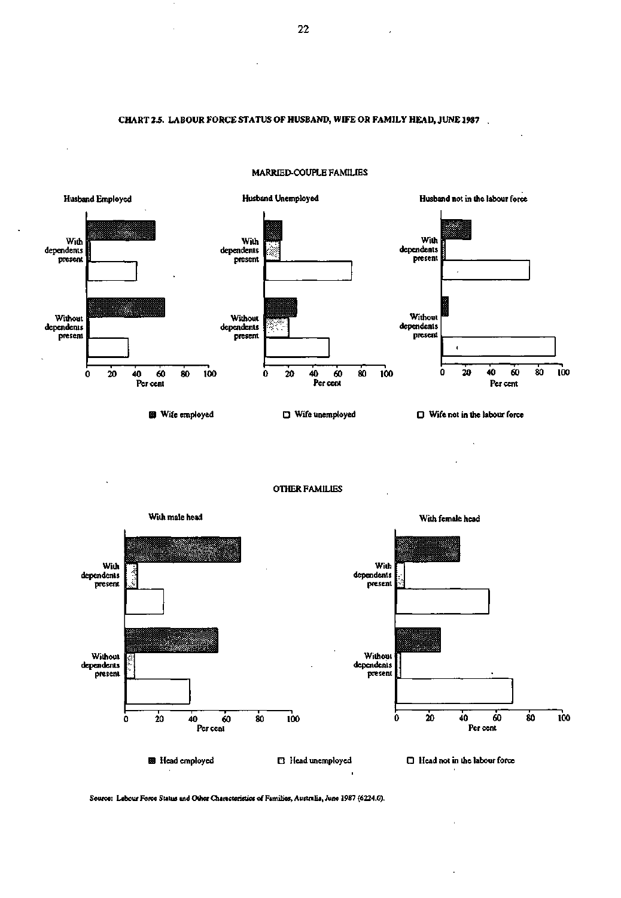# CHART 2.5. LABOUR FORCE STATUS OF HUSBAND, WIFE OR FAMILY HEAD, JUNE 1987

## MARRIED-COUPLE FAMILIES

Husband Employed

With dependents present

Without dependents present

0 20 40 60 80 100

Per cent

Husband Unemployed

With dependents present

Without dependents present

0 20 40 60 80 100

Per cent

Husband not in the labour force

With dependents present

Without dependents present

0 20 40 60 80 100

Per cent

Wife employed

Wife unemployed

Wife not in the labour force

## OTHER FAMILIES

With male head

With dependents present

Without dependents present

0 20 40 60 80 100

Per cent

With female head

With dependents present

Without dependents present

0 20 40 60 80 100

Per cent

Head employed

Head unemployed

Head not in the labour force

Source: Labour Force Status and Other Characteristics of Families, Australia, June 1987 (6224.0).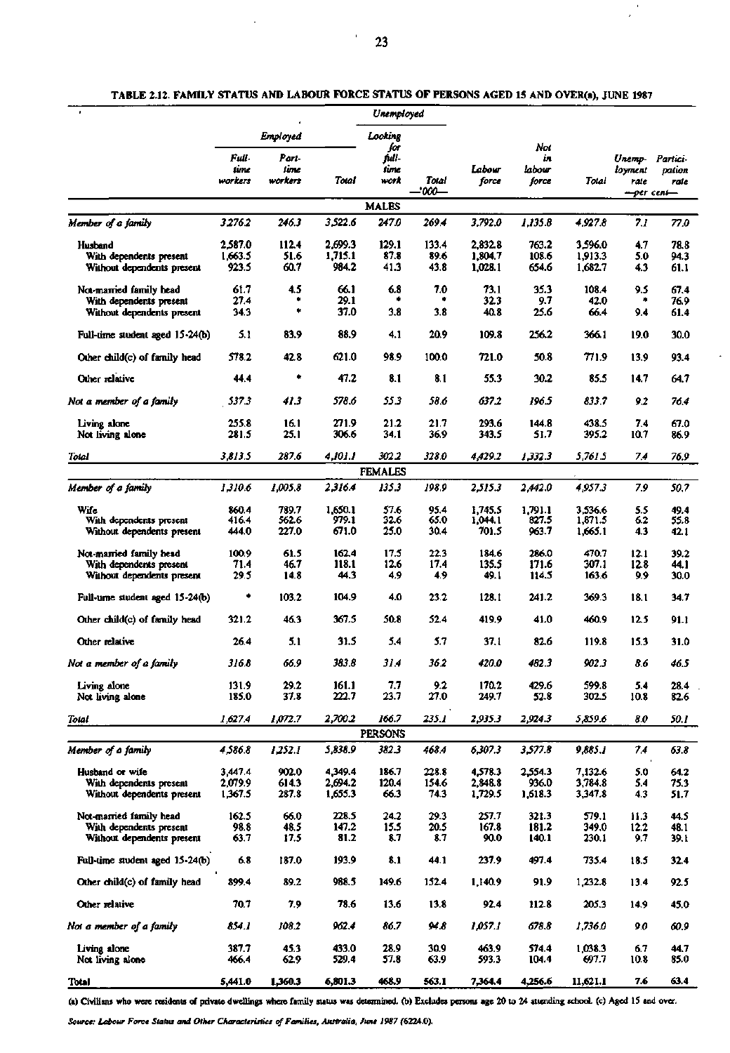**TABLE 2.12. FAMILY STATUS AND LABOUR FORCE STATUS OF PERSONS AGED 15 AND OVER(a), JUNE 1987**

| | Employed | | | Unemployed | | | | | | |
|---|---|---|---|---|---|---|---|---|---|---|
| | Full-time workers | Part-time workers | Total | Looking for full-time work | Total | Labour force | Not in labour force | Total | Unemployment rate | Participation rate |
| | —'000— | | | | | | | | —per cent— | |
| **MALES** | | | | | | | | | | |
| *Member of a family* | *3,276.2* | *246.3* | *3,522.6* | *247.0* | *269.4* | *3,792.0* | *1,135.8* | *4,927.8* | *7.1* | *77.0* |
| Husband | 2,587.0 | 112.4 | 2,699.3 | 129.1 | 133.4 | 2,832.8 | 763.2 | 3,596.0 | 4.7 | 78.8 |
| With dependents present | 1,663.5 | 51.6 | 1,715.1 | 87.8 | 89.6 | 1,804.7 | 108.6 | 1,913.3 | 5.0 | 94.3 |
| Without dependents present | 923.5 | 60.7 | 984.2 | 41.3 | 43.8 | 1,028.1 | 654.6 | 1,682.7 | 4.3 | 61.1 |
| Not-married family head | 61.7 | 4.5 | 66.1 | 6.8 | 7.0 | 73.1 | 35.3 | 108.4 | 9.5 | 67.4 |
| With dependents present | 27.4 | * | 29.1 | * | * | 32.3 | 9.7 | 42.0 | * | 76.9 |
| Without dependents present | 34.3 | * | 37.0 | 3.8 | 3.8 | 40.8 | 25.6 | 66.4 | 9.4 | 61.4 |
| Full-time student aged 15-24(b) | 5.1 | 83.9 | 88.9 | 4.1 | 20.9 | 109.8 | 256.2 | 366.1 | 19.0 | 30.0 |
| Other child(c) of family head | 578.2 | 42.8 | 621.0 | 98.9 | 100.0 | 721.0 | 50.8 | 771.9 | 13.9 | 93.4 |
| Other relative | 44.4 | * | 47.2 | 8.1 | 8.1 | 55.3 | 30.2 | 85.5 | 14.7 | 64.7 |
| *Not a member of a family* | *537.3* | *41.3* | *578.6* | *55.3* | *58.6* | *637.2* | *196.5* | *833.7* | *9.2* | *76.4* |
| Living alone | 255.8 | 16.1 | 271.9 | 21.2 | 21.7 | 293.6 | 144.8 | 438.5 | 7.4 | 67.0 |
| Not living alone | 281.5 | 25.1 | 306.6 | 34.1 | 36.9 | 343.5 | 51.7 | 395.2 | 10.7 | 86.9 |
| *Total* | *3,813.5* | *287.6* | *4,101.1* | *302.2* | *328.0* | *4,429.2* | *1,332.3* | *5,761.5* | *7.4* | *76.9* |
| **FEMALES** | | | | | | | | | | |
| *Member of a family* | *1,310.6* | *1,005.8* | *2,316.4* | *135.3* | *198.9* | *2,515.3* | *2,442.0* | *4,957.3* | *7.9* | *50.7* |
| Wife | 860.4 | 789.7 | 1,650.1 | 57.6 | 95.4 | 1,745.5 | 1,791.1 | 3,536.6 | 5.5 | 49.4 |
| With dependents present | 416.4 | 562.6 | 979.1 | 32.6 | 65.0 | 1,044.1 | 827.5 | 1,871.5 | 6.2 | 55.8 |
| Without dependents present | 444.0 | 227.0 | 671.0 | 25.0 | 30.4 | 701.5 | 963.7 | 1,665.1 | 4.3 | 42.1 |
| Not-married family head | 100.9 | 61.5 | 162.4 | 17.5 | 22.3 | 184.6 | 286.0 | 470.7 | 12.1 | 39.2 |
| With dependents present | 71.4 | 46.7 | 118.1 | 12.6 | 17.4 | 135.5 | 171.6 | 307.1 | 12.8 | 44.1 |
| Without dependents present | 29.5 | 14.8 | 44.3 | 4.9 | 4.9 | 49.1 | 114.5 | 163.6 | 9.9 | 30.0 |
| Full-time student aged 15-24(b) | * | 103.2 | 104.9 | 4.0 | 23.2 | 128.1 | 241.2 | 369.3 | 18.1 | 34.7 |
| Other child(c) of family head | 321.2 | 46.3 | 367.5 | 50.8 | 52.4 | 419.9 | 41.0 | 460.9 | 12.5 | 91.1 |
| Other relative | 26.4 | 5.1 | 31.5 | 5.4 | 5.7 | 37.1 | 82.6 | 119.8 | 15.3 | 31.0 |
| *Not a member of a family* | *316.8* | *66.9* | *383.8* | *31.4* | *36.2* | *420.0* | *482.3* | *902.3* | *8.6* | *46.5* |
| Living alone | 131.9 | 29.2 | 161.1 | 7.7 | 9.2 | 170.2 | 429.6 | 599.8 | 5.4 | 28.4 |
| Not living alone | 185.0 | 37.8 | 222.7 | 23.7 | 27.0 | 249.7 | 52.8 | 302.5 | 10.8 | 82.6 |
| *Total* | *1,627.4* | *1,072.7* | *2,700.2* | *166.7* | *235.1* | *2,935.3* | *2,924.3* | *5,859.6* | *8.0* | *50.1* |
| **PERSONS** | | | | | | | | | | |
| *Member of a family* | *4,586.8* | *1,252.1* | *5,838.9* | *382.3* | *468.4* | *6,307.3* | *3,577.8* | *9,885.1* | *7.4* | *63.8* |
| Husband or wife | 3,447.4 | 902.0 | 4,349.4 | 186.7 | 228.8 | 4,578.3 | 2,554.3 | 7,132.6 | 5.0 | 64.2 |
| With dependents present | 2,079.9 | 614.3 | 2,694.2 | 120.4 | 154.6 | 2,848.8 | 936.0 | 3,784.8 | 5.4 | 75.3 |
| Without dependents present | 1,367.5 | 287.8 | 1,655.3 | 66.3 | 74.3 | 1,729.5 | 1,618.3 | 3,347.8 | 4.3 | 51.7 |
| Not-married family head | 162.5 | 66.0 | 228.5 | 24.2 | 29.3 | 257.7 | 321.3 | 579.1 | 11.3 | 44.5 |
| With dependents present | 98.8 | 48.5 | 147.2 | 15.5 | 20.5 | 167.8 | 181.2 | 349.0 | 12.2 | 48.1 |
| Without dependents present | 63.7 | 17.5 | 81.2 | 8.7 | 8.7 | 90.0 | 140.1 | 230.1 | 9.7 | 39.1 |
| Full-time student aged 15-24(b) | 6.8 | 187.0 | 193.9 | 8.1 | 44.1 | 237.9 | 497.4 | 735.4 | 18.5 | 32.4 |
| Other child(c) of family head | 899.4 | 89.2 | 988.5 | 149.6 | 152.4 | 1,140.9 | 91.9 | 1,232.8 | 13.4 | 92.5 |
| Other relative | 70.7 | 7.9 | 78.6 | 13.6 | 13.8 | 92.4 | 112.8 | 205.3 | 14.9 | 45.0 |
| *Not a member of a family* | *854.1* | *108.2* | *962.4* | *86.7* | *94.8* | *1,057.1* | *678.8* | *1,736.0* | *9.0* | *60.9* |
| Living alone | 387.7 | 45.3 | 433.0 | 28.9 | 30.9 | 463.9 | 574.4 | 1,038.3 | 6.7 | 44.7 |
| Not living alone | 466.4 | 62.9 | 529.4 | 57.8 | 63.9 | 593.3 | 104.4 | 697.7 | 10.8 | 85.0 |
| **Total** | **5,441.0** | **1,360.3** | **6,801.3** | **468.9** | **563.1** | **7,364.4** | **4,256.6** | **11,621.1** | **7.6** | **63.4** |

(a) Civilians who were residents of private dwellings where family status was determined. (b) Excludes persons age 20 to 24 attending school. (c) Aged 15 and over.

*Source: Labour Force Status and Other Characteristics of Families, Australia, June 1987 (6224.0).*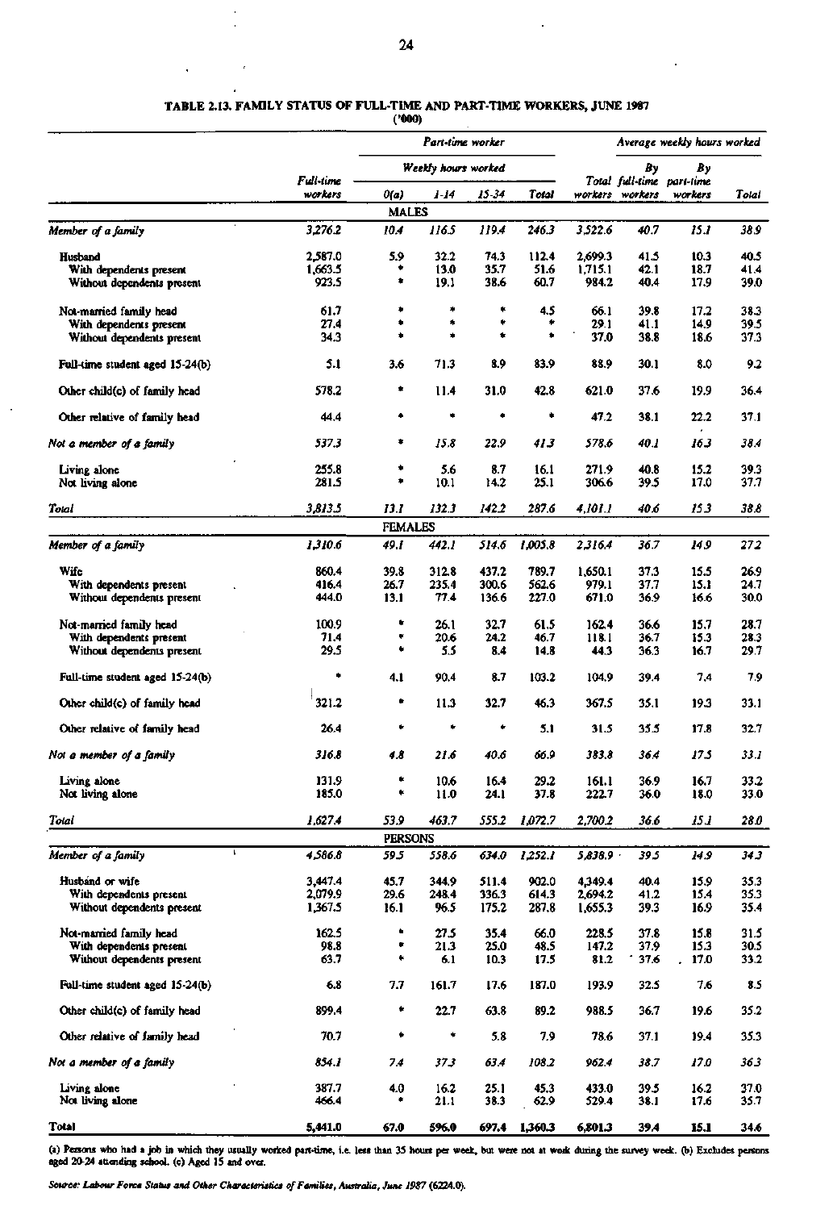**TABLE 2.13. FAMILY STATUS OF FULL-TIME AND PART-TIME WORKERS, JUNE 1987**
**('000)**

| | Full-time workers | Part-time worker | | | | Total workers | Average weekly hours worked | | |
|---|---|---|---|---|---|---|---|---|---|
| | | Weekly hours worked | | | | | | | |
| | | 0(a) | 1-14 | 15-34 | Total | | By full-time workers | By part-time workers | Total |
| **MALES** | | | | | | | | | |
| *Member of a family* | *3,276.2* | *10.4* | *116.5* | *119.4* | *246.3* | *3,522.6* | *40.7* | *15.1* | *38.9* |
| Husband | 2,587.0 | 5.9 | 32.2 | 74.3 | 112.4 | 2,699.3 | 41.5 | 10.3 | 40.5 |
| With dependents present | 1,663.5 | * | 13.0 | 35.7 | 51.6 | 1,715.1 | 42.1 | 18.7 | 41.4 |
| Without dependents present | 923.5 | * | 19.1 | 38.6 | 60.7 | 984.2 | 40.4 | 17.9 | 39.0 |
| Not-married family head | 61.7 | * | * | * | 4.5 | 66.1 | 39.8 | 17.2 | 38.3 |
| With dependents present | 27.4 | * | * | * | * | 29.1 | 41.1 | 14.9 | 39.5 |
| Without dependents present | 34.3 | * | * | * | * | 37.0 | 38.8 | 18.6 | 37.3 |
| Full-time student aged 15-24(b) | 5.1 | 3.6 | 71.3 | 8.9 | 83.9 | 88.9 | 30.1 | 8.0 | 9.2 |
| Other child(c) of family head | 578.2 | * | 11.4 | 31.0 | 42.8 | 621.0 | 37.6 | 19.9 | 36.4 |
| Other relative of family head | 44.4 | * | * | * | * | 47.2 | 38.1 | 22.2 | 37.1 |
| *Not a member of a family* | *537.3* | * | *15.8* | *22.9* | *41.3* | *578.6* | *40.1* | *16.3* | *38.4* |
| Living alone | 255.8 | * | 5.6 | 8.7 | 16.1 | 271.9 | 40.8 | 15.2 | 39.3 |
| Not living alone | 281.5 | * | 10.1 | 14.2 | 25.1 | 306.6 | 39.5 | 17.0 | 37.7 |
| *Total* | *3,813.5* | *13.1* | *132.3* | *142.2* | *287.6* | *4,101.1* | *40.6* | *15.3* | *38.8* |
| **FEMALES** | | | | | | | | | |
| *Member of a family* | *1,310.6* | *49.1* | *442.1* | *514.6* | *1,005.8* | *2,316.4* | *36.7* | *14.9* | *27.2* |
| Wife | 860.4 | 39.8 | 312.8 | 437.2 | 789.7 | 1,650.1 | 37.3 | 15.5 | 26.9 |
| With dependents present | 416.4 | 26.7 | 235.4 | 300.6 | 562.6 | 979.1 | 37.7 | 15.1 | 24.7 |
| Without dependents present | 444.0 | 13.1 | 77.4 | 136.6 | 227.0 | 671.0 | 36.9 | 16.6 | 30.0 |
| Not-married family head | 100.9 | * | 26.1 | 32.7 | 61.5 | 162.4 | 36.6 | 15.7 | 28.7 |
| With dependents present | 71.4 | * | 20.6 | 24.2 | 46.7 | 118.1 | 36.7 | 15.3 | 28.3 |
| Without dependents present | 29.5 | * | 5.5 | 8.4 | 14.8 | 44.3 | 36.3 | 16.7 | 29.7 |
| Full-time student aged 15-24(b) | * | 4.1 | 90.4 | 8.7 | 103.2 | 104.9 | 39.4 | 7.4 | 7.9 |
| Other child(c) of family head | 321.2 | * | 11.3 | 32.7 | 46.3 | 367.5 | 35.1 | 19.3 | 33.1 |
| Other relative of family head | 26.4 | * | * | * | 5.1 | 31.5 | 35.5 | 17.8 | 32.7 |
| *Not a member of a family* | *316.8* | *4.8* | *21.6* | *40.6* | *66.9* | *383.8* | *36.4* | *17.5* | *33.1* |
| Living alone | 131.9 | * | 10.6 | 16.4 | 29.2 | 161.1 | 36.9 | 16.7 | 33.2 |
| Not living alone | 185.0 | * | 11.0 | 24.1 | 37.8 | 222.7 | 36.0 | 18.0 | 33.0 |
| *Total* | *1,627.4* | *53.9* | *463.7* | *555.2* | *1,072.7* | *2,700.2* | *36.6* | *15.1* | *28.0* |
| **PERSONS** | | | | | | | | | |
| *Member of a family* | *4,586.8* | *59.5* | *558.6* | *634.0* | *1,252.1* | *5,838.9* | *39.5* | *14.9* | *34.3* |
| Husband or wife | 3,447.4 | 45.7 | 344.9 | 511.4 | 902.0 | 4,349.4 | 40.4 | 15.9 | 35.3 |
| With dependents present | 2,079.9 | 29.6 | 248.4 | 336.3 | 614.3 | 2,694.2 | 41.2 | 15.4 | 35.3 |
| Without dependents present | 1,367.5 | 16.1 | 96.5 | 175.2 | 287.8 | 1,655.3 | 39.3 | 16.9 | 35.4 |
| Not-married family head | 162.5 | * | 27.5 | 35.4 | 66.0 | 228.5 | 37.8 | 15.8 | 31.5 |
| With dependents present | 98.8 | * | 21.3 | 25.0 | 48.5 | 147.2 | 37.9 | 15.3 | 30.5 |
| Without dependents present | 63.7 | * | 6.1 | 10.3 | 17.5 | 81.2 | 37.6 | 17.0 | 33.2 |
| Full-time student aged 15-24(b) | 6.8 | 7.7 | 161.7 | 17.6 | 187.0 | 193.9 | 32.5 | 7.6 | 8.5 |
| Other child(c) of family head | 899.4 | * | 22.7 | 63.8 | 89.2 | 988.5 | 36.7 | 19.6 | 35.2 |
| Other relative of family head | 70.7 | * | * | 5.8 | 7.9 | 78.6 | 37.1 | 19.4 | 35.3 |
| *Not a member of a family* | *854.1* | *7.4* | *37.3* | *63.4* | *108.2* | *962.4* | *38.7* | *17.0* | *36.3* |
| Living alone | 387.7 | 4.0 | 16.2 | 25.1 | 45.3 | 433.0 | 39.5 | 16.2 | 37.0 |
| Not living alone | 466.4 | * | 21.1 | 38.3 | 62.9 | 529.4 | 38.1 | 17.6 | 35.7 |
| **Total** | **5,441.0** | **67.0** | **596.0** | **697.4** | **1,360.3** | **6,801.3** | **39.4** | **15.1** | **34.6** |

(a) Persons who had a job in which they usually worked part-time, i.e. less than 35 hours per week, but were not at work during the survey week. (b) Excludes persons aged 20-24 attending school. (c) Aged 15 and over.

*Source: Labour Force Status and Other Characteristics of Families, Australia, June 1987* (6224.0).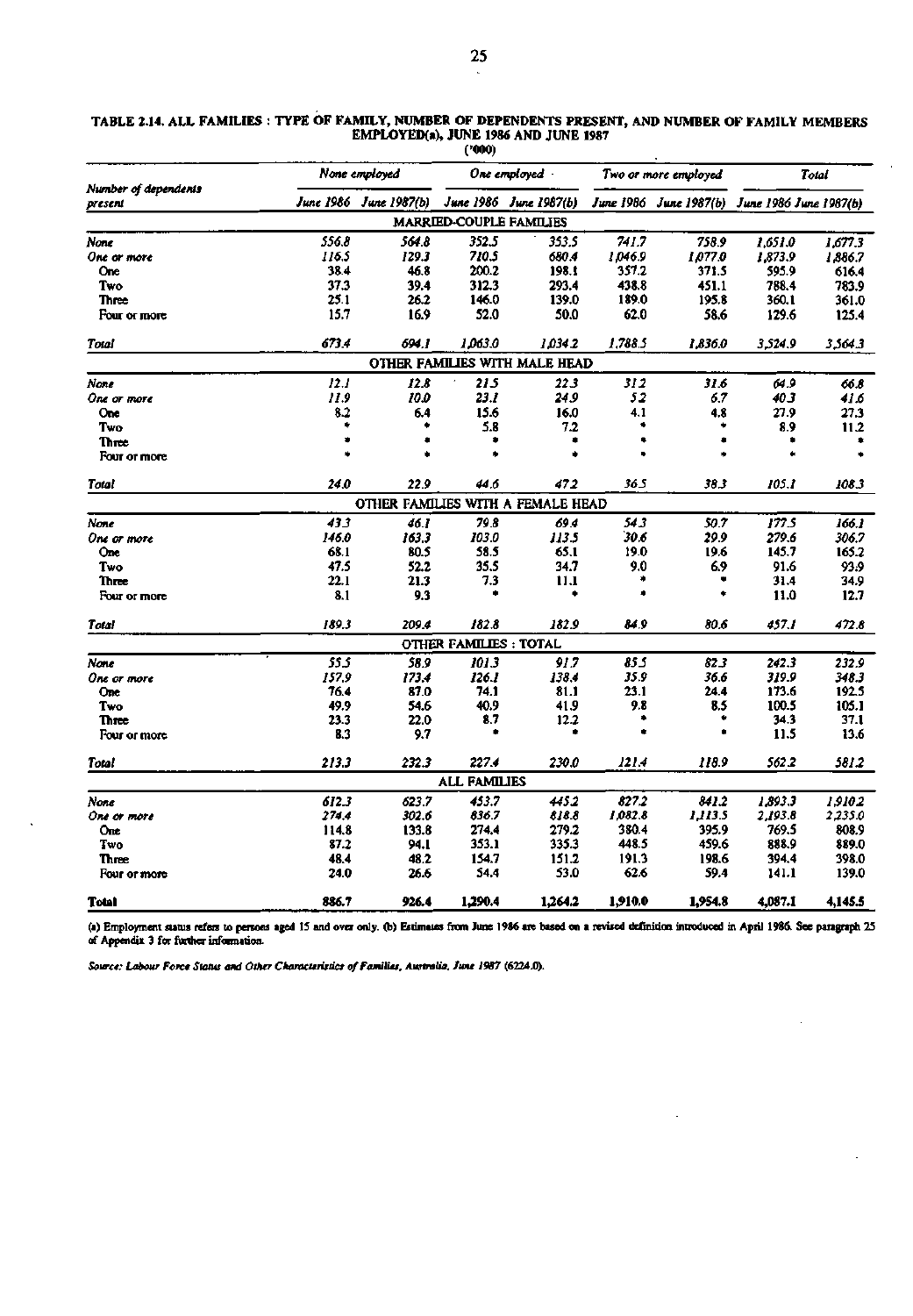**TABLE 2.14. ALL FAMILIES : TYPE OF FAMILY, NUMBER OF DEPENDENTS PRESENT, AND NUMBER OF FAMILY MEMBERS EMPLOYED(a), JUNE 1986 AND JUNE 1987**

('000)

| Number of dependents present | None employed | | One employed | | Two or more employed | | Total | |
|---|---|---|---|---|---|---|---|---|
| | June 1986 | June 1987(b) | June 1986 | June 1987(b) | June 1986 | June 1987(b) | June 1986 | June 1987(b) |
| **MARRIED-COUPLE FAMILIES** | | | | | | | | |
| *None* | *556.8* | *564.8* | *352.5* | *353.5* | *741.7* | *758.9* | *1,651.0* | *1,677.3* |
| *One or more* | *116.5* | *129.3* | *710.5* | *680.4* | *1,046.9* | *1,077.0* | *1,873.9* | *1,886.7* |
| One | 38.4 | 46.8 | 200.2 | 198.1 | 357.2 | 371.5 | 595.9 | 616.4 |
| Two | 37.3 | 39.4 | 312.3 | 293.4 | 438.8 | 451.1 | 788.4 | 783.9 |
| Three | 25.1 | 26.2 | 146.0 | 139.0 | 189.0 | 195.8 | 360.1 | 361.0 |
| Four or more | 15.7 | 16.9 | 52.0 | 50.0 | 62.0 | 58.6 | 129.6 | 125.4 |
| *Total* | *673.4* | *694.1* | *1,063.0* | *1,034.2* | *1,788.5* | *1,836.0* | *3,524.9* | *3,564.3* |
| **OTHER FAMILIES WITH MALE HEAD** | | | | | | | | |
| *None* | *12.1* | *12.8* | *21.5* | *22.3* | *31.2* | *31.6* | *64.9* | *66.8* |
| *One or more* | *11.9* | *10.0* | *23.1* | *24.9* | *5.2* | *6.7* | *40.3* | *41.6* |
| One | 8.2 | 6.4 | 15.6 | 16.0 | 4.1 | 4.8 | 27.9 | 27.3 |
| Two | * | * | 5.8 | 7.2 | * | * | 8.9 | 11.2 |
| Three | * | * | * | * | * | * | * | * |
| Four or more | * | * | * | * | * | * | * | * |
| *Total* | *24.0* | *22.9* | *44.6* | *47.2* | *36.5* | *38.3* | *105.1* | *108.3* |
| **OTHER FAMILIES WITH A FEMALE HEAD** | | | | | | | | |
| *None* | *43.3* | *46.1* | *79.8* | *69.4* | *54.3* | *50.7* | *177.5* | *166.1* |
| *One or more* | *146.0* | *163.3* | *103.0* | *113.5* | *30.6* | *29.9* | *279.6* | *306.7* |
| One | 68.1 | 80.5 | 58.5 | 65.1 | 19.0 | 19.6 | 145.7 | 165.2 |
| Two | 47.5 | 52.2 | 35.5 | 34.7 | 9.0 | 6.9 | 91.6 | 93.9 |
| Three | 22.1 | 21.3 | 7.3 | 11.1 | * | * | 31.4 | 34.9 |
| Four or more | 8.1 | 9.3 | * | * | * | * | 11.0 | 12.7 |
| *Total* | *189.3* | *209.4* | *182.8* | *182.9* | *84.9* | *80.6* | *457.1* | *472.8* |
| **OTHER FAMILIES : TOTAL** | | | | | | | | |
| *None* | *55.5* | *58.9* | *101.3* | *91.7* | *85.5* | *82.3* | *242.3* | *232.9* |
| *One or more* | *157.9* | *173.4* | *126.1* | *138.4* | *35.9* | *36.6* | *319.9* | *348.3* |
| One | 76.4 | 87.0 | 74.1 | 81.1 | 23.1 | 24.4 | 173.6 | 192.5 |
| Two | 49.9 | 54.6 | 40.9 | 41.9 | 9.8 | 8.5 | 100.5 | 105.1 |
| Three | 23.3 | 22.0 | 8.7 | 12.2 | * | * | 34.3 | 37.1 |
| Four or more | 8.3 | 9.7 | * | * | * | * | 11.5 | 13.6 |
| *Total* | *213.3* | *232.3* | *227.4* | *230.0* | *121.4* | *118.9* | *562.2* | *581.2* |
| **ALL FAMILIES** | | | | | | | | |
| *None* | *612.3* | *623.7* | *453.7* | *445.2* | *827.2* | *841.2* | *1,893.3* | *1,910.2* |
| *One or more* | *274.4* | *302.6* | *836.7* | *818.8* | *1,082.8* | *1,113.5* | *2,193.8* | *2,235.0* |
| One | 114.8 | 133.8 | 274.4 | 279.2 | 380.4 | 395.9 | 769.5 | 808.9 |
| Two | 87.2 | 94.1 | 353.1 | 335.3 | 448.5 | 459.6 | 888.9 | 889.0 |
| Three | 48.4 | 48.2 | 154.7 | 151.2 | 191.3 | 198.6 | 394.4 | 398.0 |
| Four or more | 24.0 | 26.6 | 54.4 | 53.0 | 62.6 | 59.4 | 141.1 | 139.0 |
| **Total** | **886.7** | **926.4** | **1,290.4** | **1,264.2** | **1,910.0** | **1,954.8** | **4,087.1** | **4,145.5** |

(a) Employment status refers to persons aged 15 and over only. (b) Estimates from June 1986 are based on a revised definition introduced in April 1986. See paragraph 25 of Appendix 3 for further information.

*Source: Labour Force Status and Other Characteristics of Families, Australia, June 1987 (6224.0).*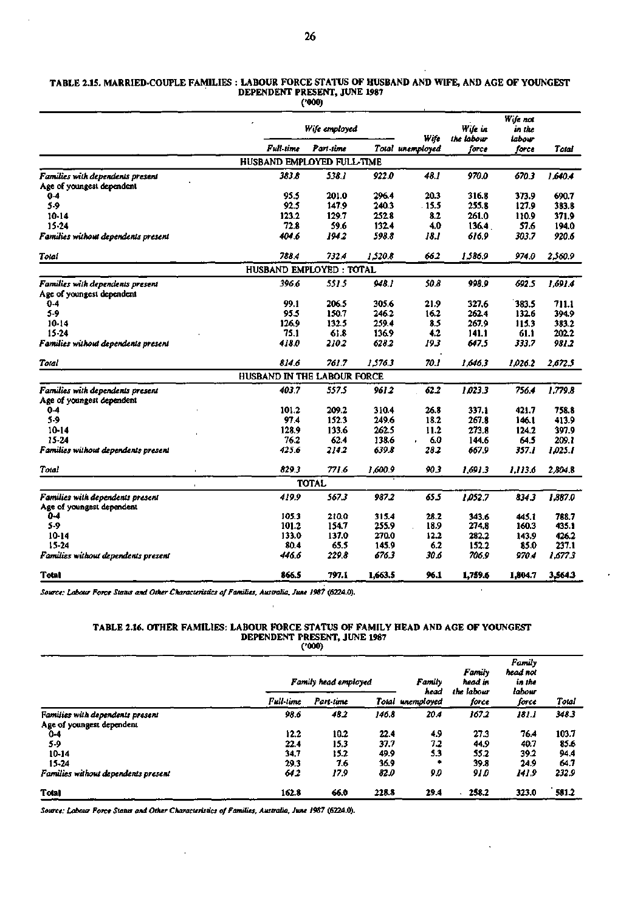**TABLE 2.15. MARRIED-COUPLE FAMILIES : LABOUR FORCE STATUS OF HUSBAND AND WIFE, AND AGE OF YOUNGEST DEPENDENT PRESENT, JUNE 1987**

('000)

| | Wife employed | | | Wife unemployed | Wife in the labour force | Wife not in the labour force | Total |
|---|---|---|---|---|---|---|---|
| | Full-time | Part-time | Total | | | | |
| **HUSBAND EMPLOYED FULL-TIME** | | | | | | | |
| *Families with dependents present* | *383.8* | *538.1* | *922.0* | *48.1* | *970.0* | *670.3* | *1,640.4* |
| Age of youngest dependent | | | | | | | |
| 0-4 | 95.5 | 201.0 | 296.4 | 20.3 | 316.8 | 373.9 | 690.7 |
| 5-9 | 92.5 | 147.9 | 240.3 | 15.5 | 255.8 | 127.9 | 383.8 |
| 10-14 | 123.2 | 129.7 | 252.8 | 8.2 | 261.0 | 110.9 | 371.9 |
| 15-24 | 72.8 | 59.6 | 132.4 | 4.0 | 136.4 | 57.6 | 194.0 |
| *Families without dependents present* | *404.6* | *194.2* | *598.8* | *18.1* | *616.9* | *303.7* | *920.6* |
| *Total* | *788.4* | *732.4* | *1,520.8* | *66.2* | *1,586.9* | *974.0* | *2,560.9* |
| **HUSBAND EMPLOYED : TOTAL** | | | | | | | |
| *Families with dependents present* | *396.6* | *551.5* | *948.1* | *50.8* | *998.9* | *692.5* | *1,691.4* |
| Age of youngest dependent | | | | | | | |
| 0-4 | 99.1 | 206.5 | 305.6 | 21.9 | 327.6 | 383.5 | 711.1 |
| 5-9 | 95.5 | 150.7 | 246.2 | 16.2 | 262.4 | 132.6 | 394.9 |
| 10-14 | 126.9 | 132.5 | 259.4 | 8.5 | 267.9 | 115.3 | 383.2 |
| 15-24 | 75.1 | 61.8 | 136.9 | 4.2 | 141.1 | 61.1 | 202.2 |
| *Families without dependents present* | *418.0* | *210.2* | *628.2* | *19.3* | *647.5* | *333.7* | *981.2* |
| *Total* | *814.6* | *761.7* | *1,576.3* | *70.1* | *1,646.3* | *1,026.2* | *2,672.5* |
| **HUSBAND IN THE LABOUR FORCE** | | | | | | | |
| *Families with dependents present* | *403.7* | *557.5* | *961.2* | *62.2* | *1,023.3* | *756.4* | *1,779.8* |
| Age of youngest dependent | | | | | | | |
| 0-4 | 101.2 | 209.2 | 310.4 | 26.8 | 337.1 | 421.7 | 758.8 |
| 5-9 | 97.4 | 152.3 | 249.6 | 18.2 | 267.8 | 146.1 | 413.9 |
| 10-14 | 128.9 | 133.6 | 262.5 | 11.2 | 273.8 | 124.2 | 397.9 |
| 15-24 | 76.2 | 62.4 | 138.6 | 6.0 | 144.6 | 64.5 | 209.1 |
| *Families without dependents present* | *425.6* | *214.2* | *639.8* | *28.2* | *667.9* | *357.1* | *1,025.1* |
| *Total* | *829.3* | *771.6* | *1,600.9* | *90.3* | *1,691.3* | *1,113.6* | *2,804.8* |
| **TOTAL** | | | | | | | |
| *Families with dependents present* | *419.9* | *567.3* | *987.2* | *65.5* | *1,052.7* | *834.3* | *1,887.0* |
| Age of youngest dependent | | | | | | | |
| 0-4 | 105.3 | 210.0 | 315.4 | 28.2 | 343.6 | 445.1 | 788.7 |
| 5-9 | 101.2 | 154.7 | 255.9 | 18.9 | 274.8 | 160.3 | 435.1 |
| 10-14 | 133.0 | 137.0 | 270.0 | 12.2 | 282.2 | 143.9 | 426.2 |
| 15-24 | 80.4 | 65.5 | 145.9 | 6.2 | 152.2 | 85.0 | 237.1 |
| *Families without dependents present* | *446.6* | *229.8* | *676.3* | *30.6* | *706.9* | *970.4* | *1,677.3* |
| **Total** | **866.5** | **797.1** | **1,663.5** | **96.1** | **1,759.6** | **1,804.7** | **3,564.3** |

*Source: Labour Force Status and Other Characteristics of Families, Australia, June 1987 (6224.0).*

**TABLE 2.16. OTHER FAMILIES: LABOUR FORCE STATUS OF FAMILY HEAD AND AGE OF YOUNGEST DEPENDENT PRESENT, JUNE 1987**

('000)

| | Family head employed | | | Family head unemployed | Family head in the labour force | Family head not in the labour force | Total |
|---|---|---|---|---|---|---|---|
| | Full-time | Part-time | Total | | | | |
| *Families with dependents present* | *98.6* | *48.2* | *146.8* | *20.4* | *167.2* | *181.1* | *348.3* |
| Age of youngest dependent | | | | | | | |
| 0-4 | 12.2 | 10.2 | 22.4 | 4.9 | 27.3 | 76.4 | 103.7 |
| 5-9 | 22.4 | 15.3 | 37.7 | 7.2 | 44.9 | 40.7 | 85.6 |
| 10-14 | 34.7 | 15.2 | 49.9 | 5.3 | 55.2 | 39.2 | 94.4 |
| 15-24 | 29.3 | 7.6 | 36.9 | * | 39.8 | 24.9 | 64.7 |
| *Families without dependents present* | *64.2* | *17.9* | *82.0* | *9.0* | *91.0* | *141.9* | *232.9* |
| **Total** | **162.8** | **66.0** | **228.8** | **29.4** | **258.2** | **323.0** | **581.2** |

*Source: Labour Force Status and Other Characteristics of Families, Australia, June 1987 (6224.0).*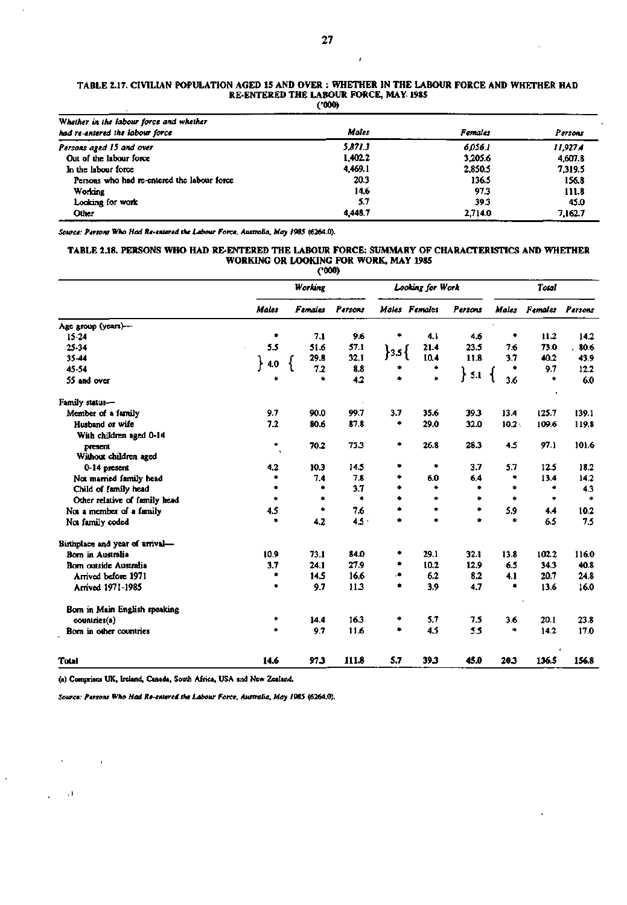### TABLE 2.17. CIVILIAN POPULATION AGED 15 AND OVER : WHETHER IN THE LABOUR FORCE AND WHETHER HAD RE-ENTERED THE LABOUR FORCE, MAY 1985

('000)

| *Whether in the labour force and whether had re-entered the labour force* | *Males* | *Females* | *Persons* |
|---|---|---|---|
| *Persons aged 15 and over* | *5,871.3* | *6,056.1* | *11,927.4* |
| Out of the labour force | 1,402.2 | 3,205.6 | 4,607.8 |
| In the labour force | 4,469.1 | 2,850.5 | 7,319.5 |
| Persons who had re-entered the labour force | 20.3 | 136.5 | 156.8 |
| Working | 14.6 | 97.3 | 111.8 |
| Looking for work | 5.7 | 39.3 | 45.0 |
| Other | 4,448.7 | 2,714.0 | 7,162.7 |

*Source: Persons Who Had Re-entered the Labour Force, Australia, May 1985 (6264.0).*

### TABLE 2.18. PERSONS WHO HAD RE-ENTERED THE LABOUR FORCE: SUMMARY OF CHARACTERISTICS AND WHETHER WORKING OR LOOKING FOR WORK, MAY 1985

('000)

| | *Working* | | | *Looking for Work* | | | *Total* | | |
|---|---|---|---|---|---|---|---|---|---|
| | *Males* | *Females* | *Persons* | *Males* | *Females* | *Persons* | *Males* | *Females* | *Persons* |
| Age group (years)— | | | | | | | | | |
| 15-24 | * | 7.1 | 9.6 | * | 4.1 | 4.6 | * | 11.2 | 14.2 |
| 25-34 | 5.5 | 51.6 | 57.1 | } 3.5 { | 21.4 | 23.5 | 7.6 | 73.0 | 80.6 |
| 35-44 | } 4.0 { | 29.8 | 32.1 | | 10.4 | 11.8 | 3.7 | 40.2 | 43.9 |
| 45-54 | | 7.2 | 8.8 | * | * | } 5.1 { | * | 9.7 | 12.2 |
| 55 and over | * | * | 4.2 | * | * | | 3.6 | * | 6.0 |
| Family status— | | | | | | | | | |
| Member of a family | 9.7 | 90.0 | 99.7 | 3.7 | 35.6 | 39.3 | 13.4 | 125.7 | 139.1 |
| Husband or wife | 7.2 | 80.6 | 87.8 | * | 29.0 | 32.0 | 10.2 | 109.6 | 119.8 |
| With children aged 0-14 present | * | 70.2 | 73.3 | * | 26.8 | 28.3 | 4.5 | 97.1 | 101.6 |
| Without children aged 0-14 present | 4.2 | 10.3 | 14.5 | * | * | 3.7 | 5.7 | 12.5 | 18.2 |
| Not married family head | * | 7.4 | 7.8 | * | 6.0 | 6.4 | * | 13.4 | 14.2 |
| Child of family head | * | * | 3.7 | * | * | * | * | * | 4.3 |
| Other relative of family head | * | * | * | * | * | * | * | * | * |
| Not a member of a family | 4.5 | * | 7.6 | * | * | * | 5.9 | 4.4 | 10.2 |
| Not family coded | * | 4.2 | 4.5 | * | * | * | * | 6.5 | 7.5 |
| Birthplace and year of arrival— | | | | | | | | | |
| Born in Australia | 10.9 | 73.1 | 84.0 | * | 29.1 | 32.1 | 13.8 | 102.2 | 116.0 |
| Born outside Australia | 3.7 | 24.1 | 27.9 | * | 10.2 | 12.9 | 6.5 | 34.3 | 40.8 |
| Arrived before 1971 | * | 14.5 | 16.6 | * | 6.2 | 8.2 | 4.1 | 20.7 | 24.8 |
| Arrived 1971-1985 | * | 9.7 | 11.3 | * | 3.9 | 4.7 | * | 13.6 | 16.0 |
| Born in Main English speaking countries(a) | * | 14.4 | 16.3 | * | 5.7 | 7.5 | 3.6 | 20.1 | 23.8 |
| Born in other countries | * | 9.7 | 11.6 | * | 4.5 | 5.5 | * | 14.2 | 17.0 |
| **Total** | **14.6** | **97.3** | **111.8** | **5.7** | **39.3** | **45.0** | **20.3** | **136.5** | **156.8** |

(a) Comprises UK, Ireland, Canada, South Africa, USA and New Zealand.

*Source: Persons Who Had Re-entered the Labour Force, Australia, May 1985 (6264.0).*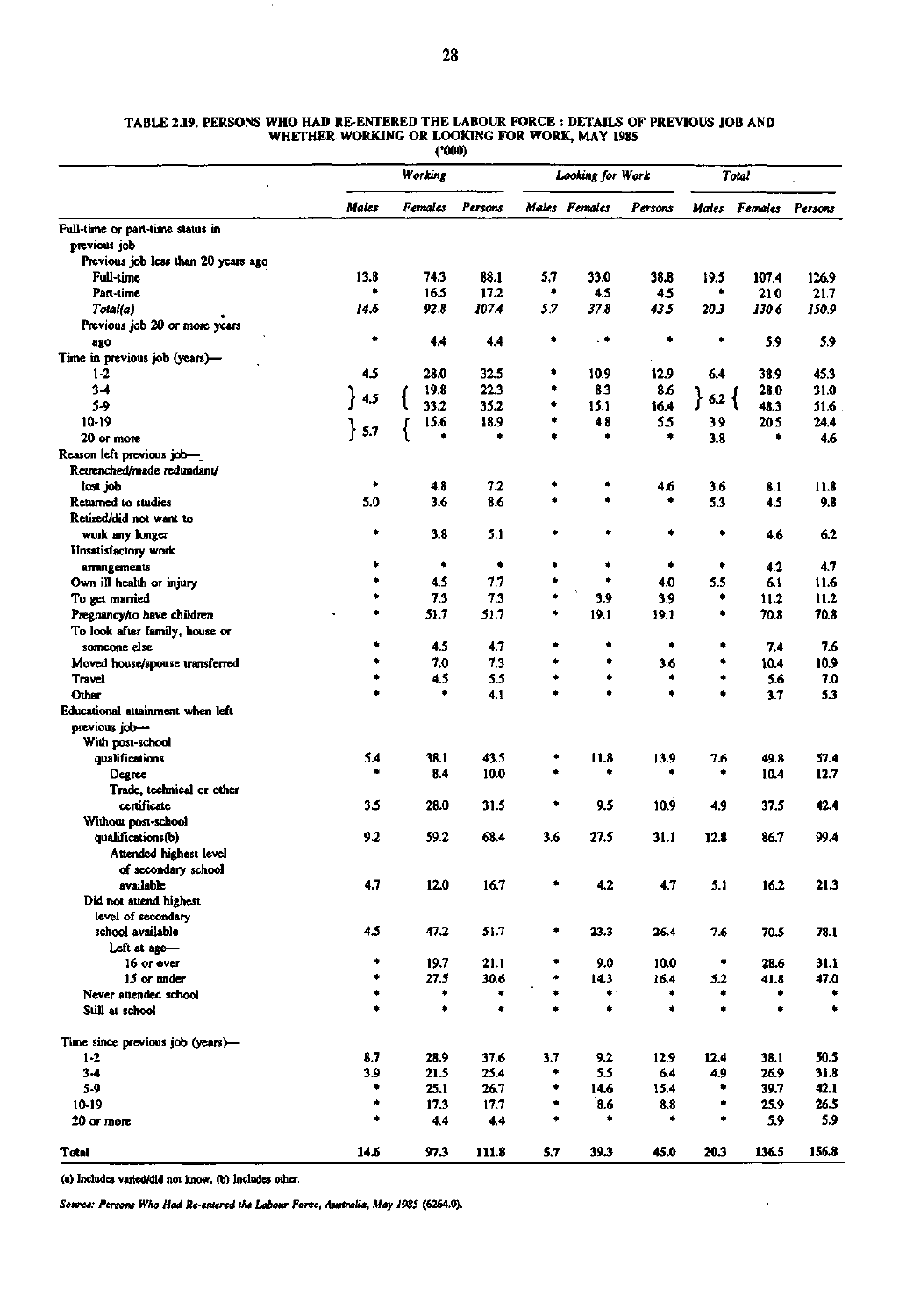**TABLE 2.19. PERSONS WHO HAD RE-ENTERED THE LABOUR FORCE : DETAILS OF PREVIOUS JOB AND WHETHER WORKING OR LOOKING FOR WORK, MAY 1985**

**('000)**

| | Working | | | Looking for Work | | | Total | | |
|---|---|---|---|---|---|---|---|---|---|
| | Males | Females | Persons | Males | Females | Persons | Males | Females | Persons |
| Full-time or part-time status in previous job | | | | | | | | | |
| Previous job less than 20 years ago | | | | | | | | | |
| Full-time | 13.8 | 74.3 | 88.1 | 5.7 | 33.0 | 38.8 | 19.5 | 107.4 | 126.9 |
| Part-time | * | 16.5 | 17.2 | * | 4.5 | 4.5 | * | 21.0 | 21.7 |
| *Total(a)* | *14.6* | *92.8* | *107.4* | *5.7* | *37.8* | *43.5* | *20.3* | *130.6* | *150.9* |
| Previous job 20 or more years ago | * | 4.4 | 4.4 | * | * | * | * | 5.9 | 5.9 |
| Time in previous job (years)— | | | | | | | | | |
| 1-2 | 4.5 | 28.0 | 32.5 | * | 10.9 | 12.9 | 6.4 | 38.9 | 45.3 |
| 3-4 | } 4.5 | { 19.8 | 22.3 | * | 8.3 | 8.6 | } 6.2 | { 28.0 | 31.0 |
| 5-9 | | 33.2 | 35.2 | * | 15.1 | 16.4 | | 48.3 | 51.6 |
| 10-19 | } 5.7 | { 15.6 | 18.9 | * | 4.8 | 5.5 | 3.9 | 20.5 | 24.4 |
| 20 or more | | * | * | * | * | * | 3.8 | * | 4.6 |
| Reason left previous job— | | | | | | | | | |
| Retrenched/made redundant/lost job | * | 4.8 | 7.2 | * | * | 4.6 | 3.6 | 8.1 | 11.8 |
| Returned to studies | 5.0 | 3.6 | 8.6 | * | * | * | 5.3 | 4.5 | 9.8 |
| Retired/did not want to work any longer | * | 3.8 | 5.1 | * | * | * | * | 4.6 | 6.2 |
| Unsatisfactory work arrangements | * | * | * | * | * | * | * | 4.2 | 4.7 |
| Own ill health or injury | * | 4.5 | 7.7 | * | * | 4.0 | 5.5 | 6.1 | 11.6 |
| To get married | * | 7.3 | 7.3 | * | 3.9 | 3.9 | * | 11.2 | 11.2 |
| Pregnancy/to have children | * | 51.7 | 51.7 | * | 19.1 | 19.1 | * | 70.8 | 70.8 |
| To look after family, house or someone else | * | 4.5 | 4.7 | * | * | * | * | 7.4 | 7.6 |
| Moved house/spouse transferred | * | 7.0 | 7.3 | * | * | 3.6 | * | 10.4 | 10.9 |
| Travel | * | 4.5 | 5.5 | * | * | * | * | 5.6 | 7.0 |
| Other | * | * | 4.1 | * | * | * | * | 3.7 | 5.3 |
| Educational attainment when left previous job— | | | | | | | | | |
| With post-school qualifications | 5.4 | 38.1 | 43.5 | * | 11.8 | 13.9 | 7.6 | 49.8 | 57.4 |
| Degree | * | 8.4 | 10.0 | * | * | * | * | 10.4 | 12.7 |
| Trade, technical or other certificate | 3.5 | 28.0 | 31.5 | * | 9.5 | 10.9 | 4.9 | 37.5 | 42.4 |
| Without post-school qualifications(b) | 9.2 | 59.2 | 68.4 | 3.6 | 27.5 | 31.1 | 12.8 | 86.7 | 99.4 |
| Attended highest level of secondary school available | 4.7 | 12.0 | 16.7 | * | 4.2 | 4.7 | 5.1 | 16.2 | 21.3 |
| Did not attend highest level of secondary school available | 4.5 | 47.2 | 51.7 | * | 23.3 | 26.4 | 7.6 | 70.5 | 78.1 |
| Left at age— | | | | | | | | | |
| 16 or over | * | 19.7 | 21.1 | * | 9.0 | 10.0 | * | 28.6 | 31.1 |
| 15 or under | * | 27.5 | 30.6 | * | 14.3 | 16.4 | 5.2 | 41.8 | 47.0 |
| Never attended school | * | * | * | * | * | * | * | * | * |
| Still at school | * | * | * | * | * | * | * | * | * |
| Time since previous job (years)— | | | | | | | | | |
| 1-2 | 8.7 | 28.9 | 37.6 | 3.7 | 9.2 | 12.9 | 12.4 | 38.1 | 50.5 |
| 3-4 | 3.9 | 21.5 | 25.4 | * | 5.5 | 6.4 | 4.9 | 26.9 | 31.8 |
| 5-9 | * | 25.1 | 26.7 | * | 14.6 | 15.4 | * | 39.7 | 42.1 |
| 10-19 | * | 17.3 | 17.7 | * | 8.6 | 8.8 | * | 25.9 | 26.5 |
| 20 or more | * | 4.4 | 4.4 | * | * | * | * | 5.9 | 5.9 |
| **Total** | 14.6 | 97.3 | 111.8 | 5.7 | 39.3 | 45.0 | 20.3 | 136.5 | 156.8 |

(a) Includes varied/did not know. (b) Includes other.

*Source: Persons Who Had Re-entered the Labour Force, Australia, May 1985 (6264.0).*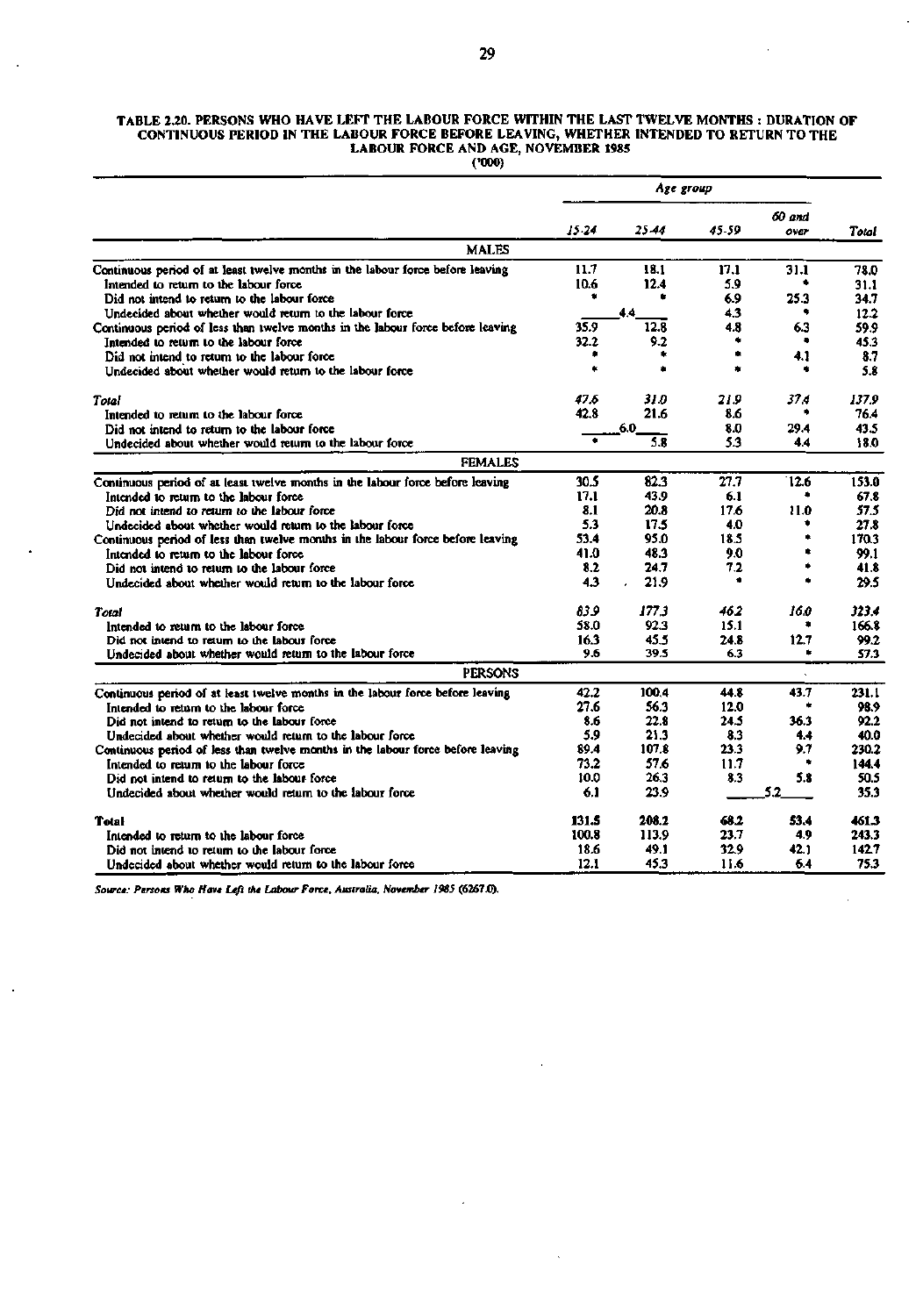#### TABLE 2.20. PERSONS WHO HAVE LEFT THE LABOUR FORCE WITHIN THE LAST TWELVE MONTHS : DURATION OF CONTINUOUS PERIOD IN THE LABOUR FORCE BEFORE LEAVING, WHETHER INTENDED TO RETURN TO THE LABOUR FORCE AND AGE, NOVEMBER 1985

('000)

| | *Age group* | | | | |
|---|---|---|---|---|---|
| | *15-24* | *25-44* | *45-59* | *60 and over* | *Total* |
| **MALES** | | | | | |
| Continuous period of at least twelve months in the labour force before leaving | 11.7 | 18.1 | 17.1 | 31.1 | 78.0 |
| Intended to return to the labour force | 10.6 | 12.4 | 5.9 | * | 31.1 |
| Did not intend to return to the labour force | * | * | 6.9 | 25.3 | 34.7 |
| Undecided about whether would return to the labour force | 4.4 | | 4.3 | * | 12.2 |
| Continuous period of less than twelve months in the labour force before leaving | 35.9 | 12.8 | 4.8 | 6.3 | 59.9 |
| Intended to return to the labour force | 32.2 | 9.2 | * | * | 45.3 |
| Did not intend to return to the labour force | * | * | * | 4.1 | 8.7 |
| Undecided about whether would return to the labour force | * | * | * | * | 5.8 |
| *Total* | *47.6* | *31.0* | *21.9* | *37.4* | *137.9* |
| Intended to return to the labour force | 42.8 | 21.6 | 8.6 | * | 76.4 |
| Did not intend to return to the labour force | 6.0 | | 8.0 | 29.4 | 43.5 |
| Undecided about whether would return to the labour force | * | 5.8 | 5.3 | 4.4 | 18.0 |
| **FEMALES** | | | | | |
| Continuous period of at least twelve months in the labour force before leaving | 30.5 | 82.3 | 27.7 | 12.6 | 153.0 |
| Intended to return to the labour force | 17.1 | 43.9 | 6.1 | * | 67.8 |
| Did not intend to return to the labour force | 8.1 | 20.8 | 17.6 | 11.0 | 57.5 |
| Undecided about whether would return to the labour force | 5.3 | 17.5 | 4.0 | * | 27.8 |
| Continuous period of less than twelve months in the labour force before leaving | 53.4 | 95.0 | 18.5 | * | 170.3 |
| Intended to return to the labour force | 41.0 | 48.3 | 9.0 | * | 99.1 |
| Did not intend to return to the labour force | 8.2 | 24.7 | 7.2 | * | 41.8 |
| Undecided about whether would return to the labour force | 4.3 | 21.9 | * | * | 29.5 |
| *Total* | *83.9* | *177.3* | *46.2* | *16.0* | *323.4* |
| Intended to return to the labour force | 58.0 | 92.3 | 15.1 | * | 166.8 |
| Did not intend to return to the labour force | 16.3 | 45.5 | 24.8 | 12.7 | 99.2 |
| Undecided about whether would return to the labour force | 9.6 | 39.5 | 6.3 | * | 57.3 |
| **PERSONS** | | | | | |
| Continuous period of at least twelve months in the labour force before leaving | 42.2 | 100.4 | 44.8 | 43.7 | 231.1 |
| Intended to return to the labour force | 27.6 | 56.3 | 12.0 | * | 98.9 |
| Did not intend to return to the labour force | 8.6 | 22.8 | 24.5 | 36.3 | 92.2 |
| Undecided about whether would return to the labour force | 5.9 | 21.3 | 8.3 | 4.4 | 40.0 |
| Continuous period of less than twelve months in the labour force before leaving | 89.4 | 107.8 | 23.3 | 9.7 | 230.2 |
| Intended to return to the labour force | 73.2 | 57.6 | 11.7 | * | 144.4 |
| Did not intend to return to the labour force | 10.0 | 26.3 | 8.3 | 5.8 | 50.5 |
| Undecided about whether would return to the labour force | 6.1 | 23.9 | 5.2 | | 35.3 |
| **Total** | **131.5** | **208.2** | **68.2** | **53.4** | **461.3** |
| Intended to return to the labour force | 100.8 | 113.9 | 23.7 | 4.9 | 243.3 |
| Did not intend to return to the labour force | 18.6 | 49.1 | 32.9 | 42.1 | 142.7 |
| Undecided about whether would return to the labour force | 12.1 | 45.3 | 11.6 | 6.4 | 75.3 |

*Source: Persons Who Have Left the Labour Force, Australia, November 1985 (6267.0).*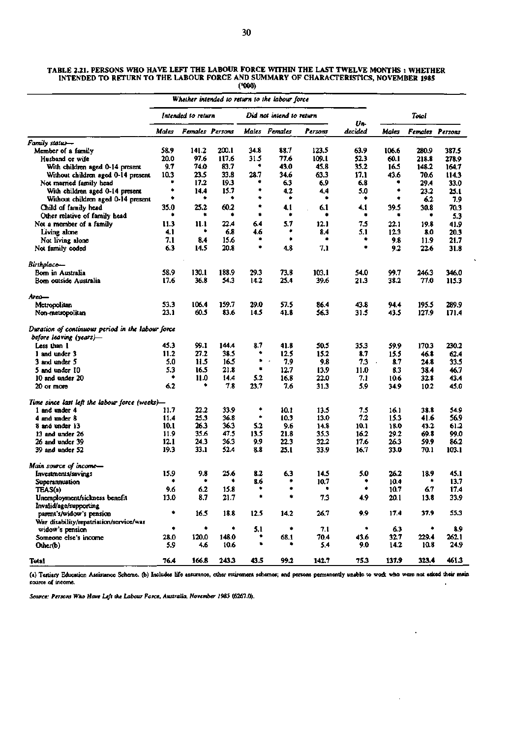**TABLE 2.21. PERSONS WHO HAVE LEFT THE LABOUR FORCE WITHIN THE LAST TWELVE MONTHS : WHETHER INTENDED TO RETURN TO THE LABOUR FORCE AND SUMMARY OF CHARACTERISTICS, NOVEMBER 1985**
('000)

| | *Whether intended to return to the labour force* | | | | | | | | | |
|---|---|---|---|---|---|---|---|---|---|---|
| | *Intended to return* | | | *Did not intend to return* | | | *Un-decided* | *Total* | | |
| | *Males* | *Females* | *Persons* | *Males* | *Females* | *Persons* | | *Males* | *Females* | *Persons* |
| *Family status—* | | | | | | | | | | |
| Member of a family | 58.9 | 141.2 | 200.1 | 34.8 | 88.7 | 123.5 | 63.9 | 106.6 | 280.9 | 387.5 |
| Husband or wife | 20.0 | 97.6 | 117.6 | 31.5 | 77.6 | 109.1 | 52.3 | 60.1 | 218.8 | 278.9 |
| With children aged 0-14 present | 9.7 | 74.0 | 83.7 | * | 43.0 | 45.8 | 35.2 | 16.5 | 148.2 | 164.7 |
| Without children aged 0-14 present | 10.3 | 23.5 | 33.8 | 28.7 | 34.6 | 63.3 | 17.1 | 43.6 | 70.6 | 114.3 |
| Not married family head | * | 17.2 | 19.3 | * | 6.3 | 6.9 | 6.8 | * | 29.4 | 33.0 |
| With children aged 0-14 present | * | 14.4 | 15.7 | * | 4.2 | 4.4 | 5.0 | * | 23.2 | 25.1 |
| Without children aged 0-14 present | * | * | * | * | * | * | * | * | 6.2 | 7.9 |
| Child of family head | 35.0 | 25.2 | 60.2 | * | 4.1 | 6.1 | 4.1 | 39.5 | 30.8 | 70.3 |
| Other relative of family head | * | * | * | * | * | * | * | * | * | 5.3 |
| Not a member of a family | 11.3 | 11.1 | 22.4 | 6.4 | 5.7 | 12.1 | 7.5 | 22.1 | 19.8 | 41.9 |
| Living alone | 4.1 | * | 6.8 | 4.6 | * | 8.4 | 5.1 | 12.3 | 8.0 | 20.3 |
| Not living alone | 7.1 | 8.4 | 15.6 | * | * | * | * | 9.8 | 11.9 | 21.7 |
| Not family coded | 6.3 | 14.5 | 20.8 | * | 4.8 | 7.1 | * | 9.2 | 22.6 | 31.8 |
| *Birthplace—* | | | | | | | | | | |
| Born in Australia | 58.9 | 130.1 | 188.9 | 29.3 | 73.8 | 103.1 | 54.0 | 99.7 | 246.3 | 346.0 |
| Born outside Australia | 17.6 | 36.8 | 54.3 | 14.2 | 25.4 | 39.6 | 21.3 | 38.2 | 77.0 | 115.3 |
| *Area—* | | | | | | | | | | |
| Metropolitan | 53.3 | 106.4 | 159.7 | 29.0 | 57.5 | 86.4 | 43.8 | 94.4 | 195.5 | 289.9 |
| Non-metropolitan | 23.1 | 60.5 | 83.6 | 14.5 | 41.8 | 56.3 | 31.5 | 43.5 | 127.9 | 171.4 |
| *Duration of continuous period in the labour force before leaving (years)—* | | | | | | | | | | |
| Less than 1 | 45.3 | 99.1 | 144.4 | 8.7 | 41.8 | 50.5 | 35.3 | 59.9 | 170.3 | 230.2 |
| 1 and under 3 | 11.2 | 27.2 | 38.5 | * | 12.5 | 15.2 | 8.7 | 15.5 | 46.8 | 62.4 |
| 3 and under 5 | 5.0 | 11.5 | 16.5 | * | 7.9 | 9.8 | 7.3 | 8.7 | 24.8 | 33.5 |
| 5 and under 10 | 5.3 | 16.5 | 21.8 | * | 12.7 | 13.9 | 11.0 | 8.3 | 38.4 | 46.7 |
| 10 and under 20 | * | 11.0 | 14.4 | 5.2 | 16.8 | 22.0 | 7.1 | 10.6 | 32.8 | 43.4 |
| 20 or more | 6.2 | * | 7.8 | 23.7 | 7.6 | 31.3 | 5.9 | 34.9 | 10.2 | 45.0 |
| *Time since last left the labour force (weeks)—* | | | | | | | | | | |
| 1 and under 4 | 11.7 | 22.2 | 33.9 | * | 10.1 | 13.5 | 7.5 | 16.1 | 38.8 | 54.9 |
| 4 and under 8 | 11.4 | 25.3 | 36.8 | * | 10.3 | 13.0 | 7.2 | 15.3 | 41.6 | 56.9 |
| 8 and under 13 | 10.1 | 26.3 | 36.3 | 5.2 | 9.6 | 14.8 | 10.1 | 18.0 | 43.2 | 61.2 |
| 13 and under 26 | 11.9 | 35.6 | 47.5 | 13.5 | 21.8 | 35.3 | 16.2 | 29.2 | 69.8 | 99.0 |
| 26 and under 39 | 12.1 | 24.3 | 36.3 | 9.9 | 22.3 | 32.2 | 17.6 | 26.3 | 59.9 | 86.2 |
| 39 and under 52 | 19.3 | 33.1 | 52.4 | 8.8 | 25.1 | 33.9 | 16.7 | 33.0 | 70.1 | 103.1 |
| *Main source of income—* | | | | | | | | | | |
| Investments/savings | 15.9 | 9.8 | 25.6 | 8.2 | 6.3 | 14.5 | 5.0 | 26.2 | 18.9 | 45.1 |
| Superannuation | * | * | * | 8.6 | * | 10.7 | * | 10.4 | * | 13.7 |
| TEAS(a) | 9.6 | 6.2 | 15.8 | * | * | * | * | 10.7 | 6.7 | 17.4 |
| Unemployment/sickness benefit | 13.0 | 8.7 | 21.7 | * | * | 7.3 | 4.9 | 20.1 | 13.8 | 33.9 |
| Invalid/age/supporting parent's/widow's pension | * | 16.5 | 18.8 | 12.5 | 14.2 | 26.7 | 9.9 | 17.4 | 37.9 | 55.3 |
| War disability/repatriation/service/war widow's pension | * | * | * | 5.1 | * | 7.1 | * | 6.3 | * | 8.9 |
| Someone else's income | 28.0 | 120.0 | 148.0 | * | 68.1 | 70.4 | 43.6 | 32.7 | 229.4 | 262.1 |
| Other(b) | 5.9 | 4.6 | 10.6 | * | * | 5.4 | 9.0 | 14.2 | 10.8 | 24.9 |
| **Total** | 76.4 | 166.8 | 243.3 | 43.5 | 99.2 | 142.7 | 75.3 | 137.9 | 323.4 | 461.3 |

(a) Tertiary Education Assistance Scheme. (b) Includes life assurance, other retirement schemes; and persons permanently unable to work who were not asked their main source of income.

*Source: Persons Who Have Left the Labour Force, Australia, November 1985 (6267.0).*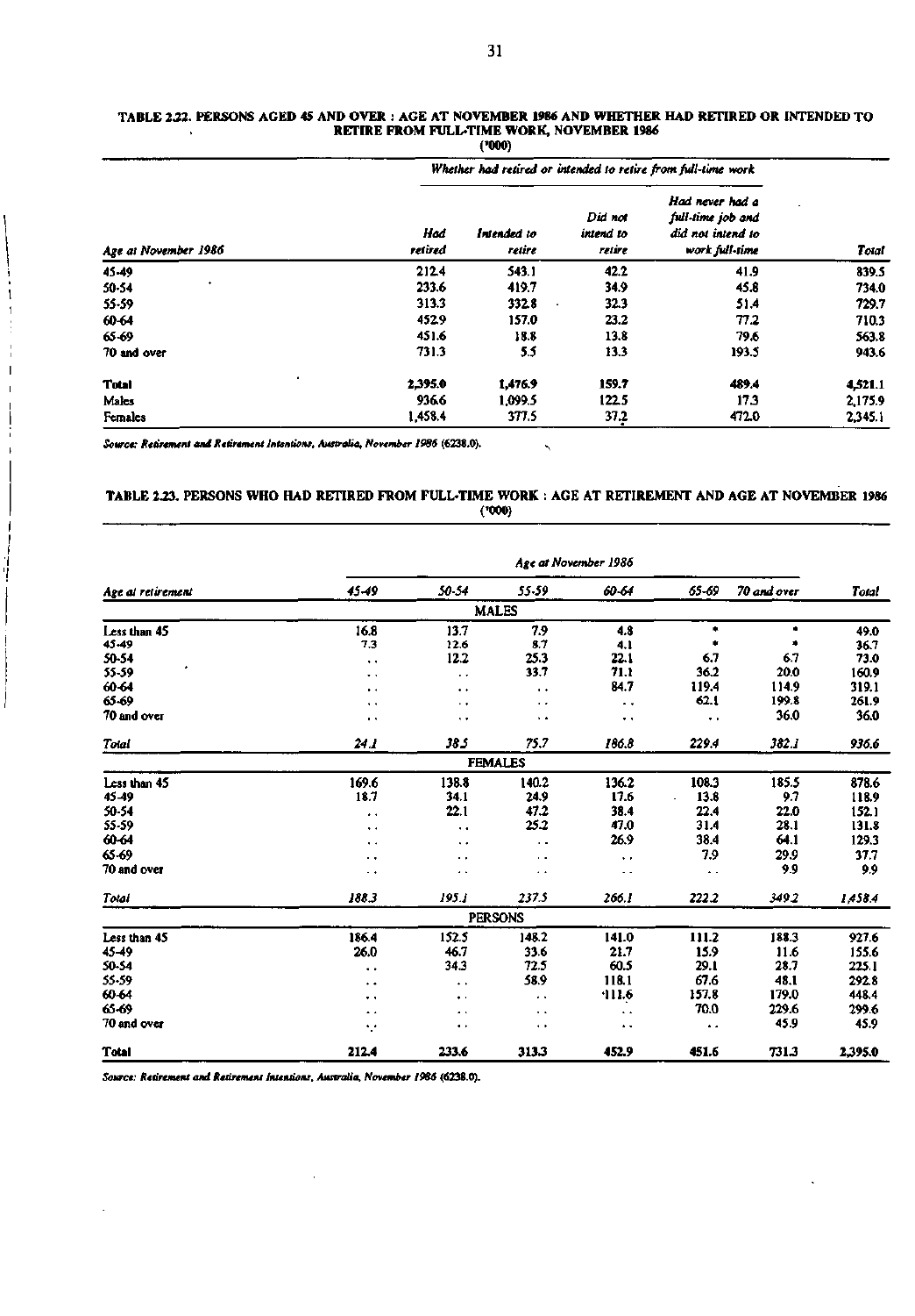**TABLE 2.22. PERSONS AGED 45 AND OVER : AGE AT NOVEMBER 1986 AND WHETHER HAD RETIRED OR INTENDED TO RETIRE FROM FULL-TIME WORK, NOVEMBER 1986**
**('000)**

| | *Whether had retired or intended to retire from full-time work* | | | | |
|---|---|---|---|---|---|
| *Age at November 1986* | *Had retired* | *Intended to retire* | *Did not intend to retire* | *Had never had a full-time job and did not intend to work full-time* | *Total* |
| 45-49 | 212.4 | 543.1 | 42.2 | 41.9 | 839.5 |
| 50-54 | 233.6 | 419.7 | 34.9 | 45.8 | 734.0 |
| 55-59 | 313.3 | 332.8 | 32.3 | 51.4 | 729.7 |
| 60-64 | 452.9 | 157.0 | 23.2 | 77.2 | 710.3 |
| 65-69 | 451.6 | 18.8 | 13.8 | 79.6 | 563.8 |
| 70 and over | 731.3 | 5.5 | 13.3 | 193.5 | 943.6 |
| **Total** | 2,395.0 | 1,476.9 | 159.7 | 489.4 | 4,521.1 |
| Males | 936.6 | 1,099.5 | 122.5 | 17.3 | 2,175.9 |
| Females | 1,458.4 | 377.5 | 37.2 | 472.0 | 2,345.1 |

*Source: Retirement and Retirement Intentions, Australia, November 1986 (6238.0).*

**TABLE 2.23. PERSONS WHO HAD RETIRED FROM FULL-TIME WORK : AGE AT RETIREMENT AND AGE AT NOVEMBER 1986**
**('000)**

| | *Age at November 1986* | | | | | | |
|---|---|---|---|---|---|---|---|
| *Age at retirement* | *45-49* | *50-54* | *55-59* | *60-64* | *65-69* | *70 and over* | *Total* |
| | | | MALES | | | | |
| Less than 45 | 16.8 | 13.7 | 7.9 | 4.8 | * | * | 49.0 |
| 45-49 | 7.3 | 12.6 | 8.7 | 4.1 | * | * | 36.7 |
| 50-54 | . . | 12.2 | 25.3 | 22.1 | 6.7 | 6.7 | 73.0 |
| 55-59 | . . | . . | 33.7 | 71.1 | 36.2 | 20.0 | 160.9 |
| 60-64 | . . | . . | . . | 84.7 | 119.4 | 114.9 | 319.1 |
| 65-69 | . . | . . | . . | . . | 62.1 | 199.8 | 261.9 |
| 70 and over | . . | . . | . . | . . | . . | 36.0 | 36.0 |
| *Total* | *24.1* | *38.5* | *75.7* | *186.8* | *229.4* | *382.1* | *936.6* |
| | | | FEMALES | | | | |
| Less than 45 | 169.6 | 138.8 | 140.2 | 136.2 | 108.3 | 185.5 | 878.6 |
| 45-49 | 18.7 | 34.1 | 24.9 | 17.6 | 13.8 | 9.7 | 118.9 |
| 50-54 | . . | 22.1 | 47.2 | 38.4 | 22.4 | 22.0 | 152.1 |
| 55-59 | . . | . . | 25.2 | 47.0 | 31.4 | 28.1 | 131.8 |
| 60-64 | . . | . . | . . | 26.9 | 38.4 | 64.1 | 129.3 |
| 65-69 | . . | . . | . . | . . | 7.9 | 29.9 | 37.7 |
| 70 and over | . . | . . | . . | . . | . . | 9.9 | 9.9 |
| *Total* | *188.3* | *195.1* | *237.5* | *266.1* | *222.2* | *349.2* | *1,458.4* |
| | | | PERSONS | | | | |
| Less than 45 | 186.4 | 152.5 | 148.2 | 141.0 | 111.2 | 188.3 | 927.6 |
| 45-49 | 26.0 | 46.7 | 33.6 | 21.7 | 15.9 | 11.6 | 155.6 |
| 50-54 | . . | 34.3 | 72.5 | 60.5 | 29.1 | 28.7 | 225.1 |
| 55-59 | . . | . . | 58.9 | 118.1 | 67.6 | 48.1 | 292.8 |
| 60-64 | . . | . . | . . | 111.6 | 157.8 | 179.0 | 448.4 |
| 65-69 | . . | . . | . . | . . | 70.0 | 229.6 | 299.6 |
| 70 and over | . . | . . | . . | . . | . . | 45.9 | 45.9 |
| **Total** | 212.4 | 233.6 | 313.3 | 452.9 | 451.6 | 731.3 | 2,395.0 |

*Source: Retirement and Retirement Intentions, Australia, November 1986 (6238.0).*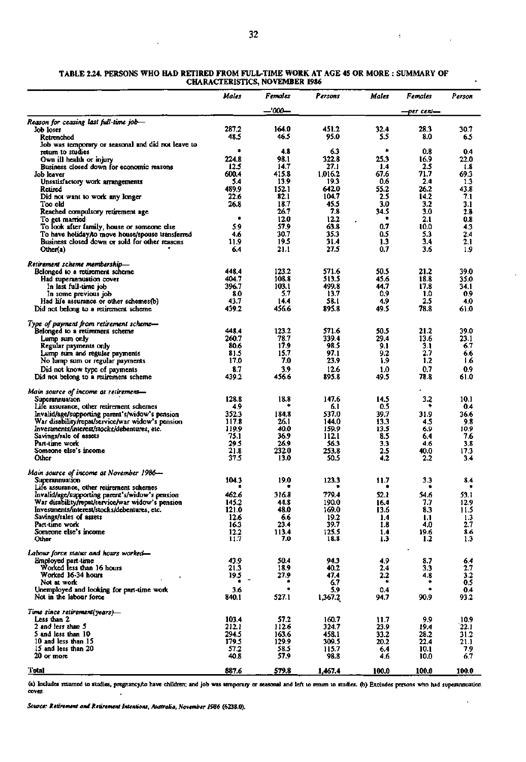**TABLE 2.24. PERSONS WHO HAD RETIRED FROM FULL-TIME WORK AT AGE 45 OR MORE : SUMMARY OF CHARACTERISTICS, NOVEMBER 1986**

| | Males | Females | Persons | Males | Females | Person |
|---|---|---|---|---|---|---|
| | —'000— | | | —per cent— | | |
| *Reason for ceasing last full-time job—* | | | | | | |
| Job loser | 287.2 | 164.0 | 451.2 | 32.4 | 28.3 | 30.7 |
| Retrenched | 48.5 | 46.5 | 95.0 | 5.5 | 8.0 | 6.5 |
| Job was temporary or seasonal and did not leave to return to studies | * | 4.8 | 6.3 | * | 0.8 | 0.4 |
| Own ill health or injury | 224.8 | 98.1 | 322.8 | 25.3 | 16.9 | 22.0 |
| Business closed down for economic reasons | 12.5 | 14.7 | 27.1 | 1.4 | 2.5 | 1.8 |
| Job leaver | 600.4 | 415.8 | 1,016.2 | 67.6 | 71.7 | 69.3 |
| Unsatisfactory work arrangements | 5.4 | 13.9 | 19.3 | 0.6 | 2.4 | 1.3 |
| Retired | 489.9 | 152.1 | 642.0 | 55.2 | 26.2 | 43.8 |
| Did not want to work any longer | 22.6 | 82.1 | 104.7 | 2.5 | 14.2 | 7.1 |
| Too old | 26.8 | 18.7 | 45.5 | 3.0 | 3.2 | 3.1 |
| Reached compulsory retirement age | | 26.7 | 7.8 | 34.5 | 3.0 | 2.8 |
| To get married | * | 12.0 | 12.2 | * | 2.1 | 0.8 |
| To look after family, house or someone else | 5.9 | 57.9 | 63.8 | 0.7 | 10.0 | 4.3 |
| To have holiday/to move house/spouse transferred | 4.6 | 30.7 | 35.3 | 0.5 | 5.3 | 2.4 |
| Business closed down or sold for other reasons | 11.9 | 19.5 | 31.4 | 1.3 | 3.4 | 2.1 |
| Other(a) | 6.4 | 21.1 | 27.5 | 0.7 | 3.6 | 1.9 |
| *Retirement scheme membership—* | | | | | | |
| Belonged to a retirement scheme | 448.4 | 123.2 | 571.6 | 50.5 | 21.2 | 39.0 |
| Had superannuation cover | 404.7 | 108.8 | 513.5 | 45.6 | 18.8 | 35.0 |
| In last full-time job | 396.7 | 103.1 | 499.8 | 44.7 | 17.8 | 34.1 |
| In some previous job | 8.0 | 5.7 | 13.7 | 0.9 | 1.0 | 0.9 |
| Had life assurance or other schemes(b) | 43.7 | 14.4 | 58.1 | 4.9 | 2.5 | 4.0 |
| Did not belong to a retirement scheme | 439.2 | 456.6 | 895.8 | 49.5 | 78.8 | 61.0 |
| *Type of payment from retirement scheme—* | | | | | | |
| Belonged to a retirement scheme | 448.4 | 123.2 | 571.6 | 50.5 | 21.2 | 39.0 |
| Lump sum only | 260.7 | 78.7 | 339.4 | 29.4 | 13.6 | 23.1 |
| Regular payments only | 80.6 | 17.9 | 98.5 | 9.1 | 3.1 | 6.7 |
| Lump sum and regular payments | 81.5 | 15.7 | 97.1 | 9.2 | 2.7 | 6.6 |
| No lump sum or regular payments | 17.0 | 7.0 | 23.9 | 1.9 | 1.2 | 1.6 |
| Did not know type of payments | 8.7 | 3.9 | 12.6 | 1.0 | 0.7 | 0.9 |
| Did not belong to a retirement scheme | 439.2 | 456.6 | 895.8 | 49.5 | 78.8 | 61.0 |
| *Main source of income at retirement—* | | | | | | |
| Superannuation | 128.8 | 18.8 | 147.6 | 14.5 | 3.2 | 10.1 |
| Life assurance, other retirement schemes | 4.9 | * | 6.1 | 0.5 | * | 0.4 |
| Invalid/age/supporting parent's/widow's pension | 352.3 | 184.8 | 537.0 | 39.7 | 31.9 | 36.6 |
| War disability/repat/service/war widow's pension | 117.8 | 26.1 | 144.0 | 13.3 | 4.5 | 9.8 |
| Investments/interest/stocks/debentures, etc. | 119.9 | 40.0 | 159.9 | 13.5 | 6.9 | 10.9 |
| Savings/sale of assets | 75.1 | 36.9 | 112.1 | 8.5 | 6.4 | 7.6 |
| Part-time work | 29.5 | 26.9 | 56.3 | 3.3 | 4.6 | 3.8 |
| Someone else's income | 21.8 | 232.0 | 253.8 | 2.5 | 40.0 | 17.3 |
| Other | 37.5 | 13.0 | 50.5 | 4.2 | 2.2 | 3.4 |
| *Main source of income at November 1986—* | | | | | | |
| Superannuation | 104.3 | 19.0 | 123.3 | 11.7 | 3.3 | 8.4 |
| Life assurance, other retirement schemes | * | * | * | * | * | * |
| Invalid/age/supporting parent's/widow's pension | 462.6 | 316.8 | 779.4 | 52.1 | 54.6 | 53.1 |
| War disability/repat/service/war widow's pension | 145.2 | 44.8 | 190.0 | 16.4 | 7.7 | 12.9 |
| Investments/interest/stocks/debentures, etc. | 121.0 | 48.0 | 169.0 | 13.6 | 8.3 | 11.5 |
| Savings/sales of assets | 12.6 | 6.6 | 19.2 | 1.4 | 1.1 | 1.3 |
| Part-time work | 16.3 | 23.4 | 39.7 | 1.8 | 4.0 | 2.7 |
| Someone else's income | 12.2 | 113.4 | 125.5 | 1.4 | 19.6 | 8.6 |
| Other | 11.7 | 7.0 | 18.8 | 1.3 | 1.2 | 1.3 |
| *Labour force status and hours worked—* | | | | | | |
| Employed part-time | 43.9 | 50.4 | 94.3 | 4.9 | 8.7 | 6.4 |
| Worked less than 16 hours | 21.3 | 18.9 | 40.2 | 2.4 | 3.3 | 2.7 |
| Worked 16-34 hours | 19.5 | 27.9 | 47.4 | 2.2 | 4.8 | 3.2 |
| Not at work | * | * | 6.7 | * | * | 0.5 |
| Unemployed and looking for part-time work | 3.6 | * | 5.9 | 0.4 | * | 0.4 |
| Not in the labour force | 840.1 | 527.1 | 1,367.2 | 94.7 | 90.9 | 93.2 |
| *Time since retirement(years)—* | | | | | | |
| Less than 2 | 103.4 | 57.2 | 160.7 | 11.7 | 9.9 | 10.9 |
| 2 and less than 5 | 212.1 | 112.6 | 324.7 | 23.9 | 19.4 | 22.1 |
| 5 and less than 10 | 294.5 | 163.6 | 458.1 | 33.2 | 28.2 | 31.2 |
| 10 and less than 15 | 179.5 | 129.9 | 309.5 | 20.2 | 22.4 | 21.1 |
| 15 and less than 20 | 57.2 | 58.5 | 115.7 | 6.4 | 10.1 | 7.9 |
| 20 or more | 40.8 | 57.9 | 98.8 | 4.6 | 10.0 | 6.7 |
| **Total** | 887.6 | 579.8 | 1,467.4 | 100.0 | 100.0 | 100.0 |

(a) Includes returned to studies, pregnancy/to have children; and job was temporary or seasonal and left to return to studies. (b) Excludes persons who had superannuation cover.

*Source: Retirement and Retirement Intentions, Australia, November 1986* (6238.0).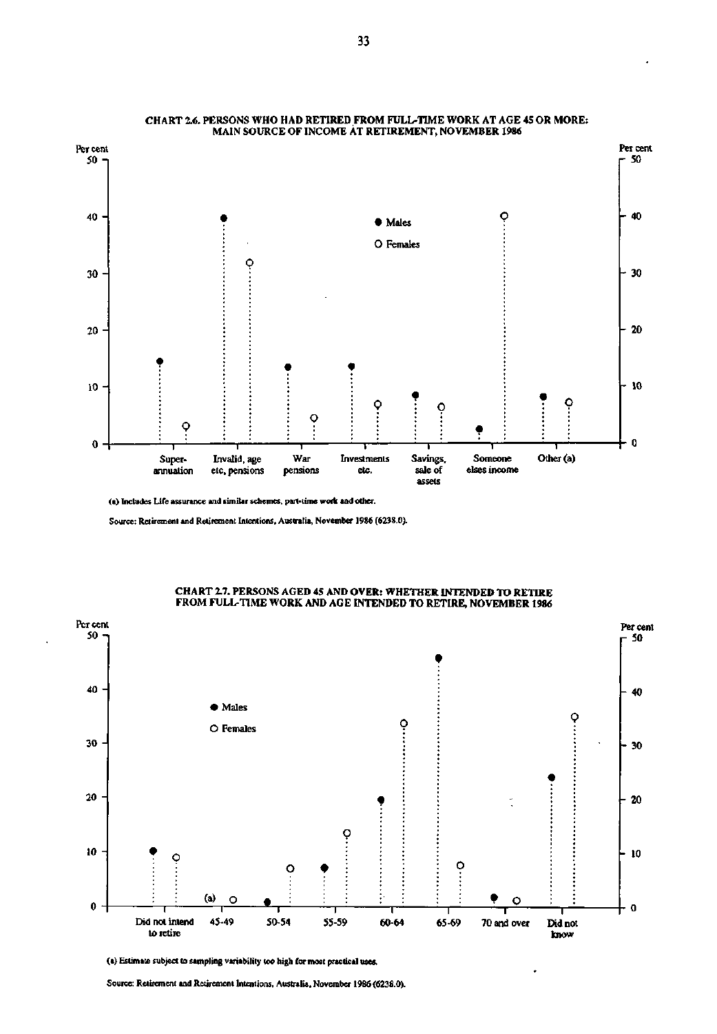**CHART 2.6. PERSONS WHO HAD RETIRED FROM FULL-TIME WORK AT AGE 45 OR MORE: MAIN SOURCE OF INCOME AT RETIREMENT, NOVEMBER 1986**

Per cent

50

40

30

20

10

0

● Males

○ Females

Super-annuation

Invalid, age etc, pensions

War pensions

Investments etc.

Savings, sale of assets

Someone elses income

Other (a)

(a) Includes Life assurance and similar schemes, part-time work and other.

Source: Retirement and Retirement Intentions, Australia, November 1986 (6238.0).

**CHART 2.7. PERSONS AGED 45 AND OVER: WHETHER INTENDED TO RETIRE FROM FULL-TIME WORK AND AGE INTENDED TO RETIRE, NOVEMBER 1986**

Per cent

50

40

30

20

10

0

● Males

○ Females

Did not intend to retire

45-49

(a)

50-54

55-59

60-64

65-69

70 and over

Did not know

(a) Estimate subject to sampling variability too high for most practical uses.

Source: Retirement and Retirement Intentions, Australia, November 1986 (6238.0).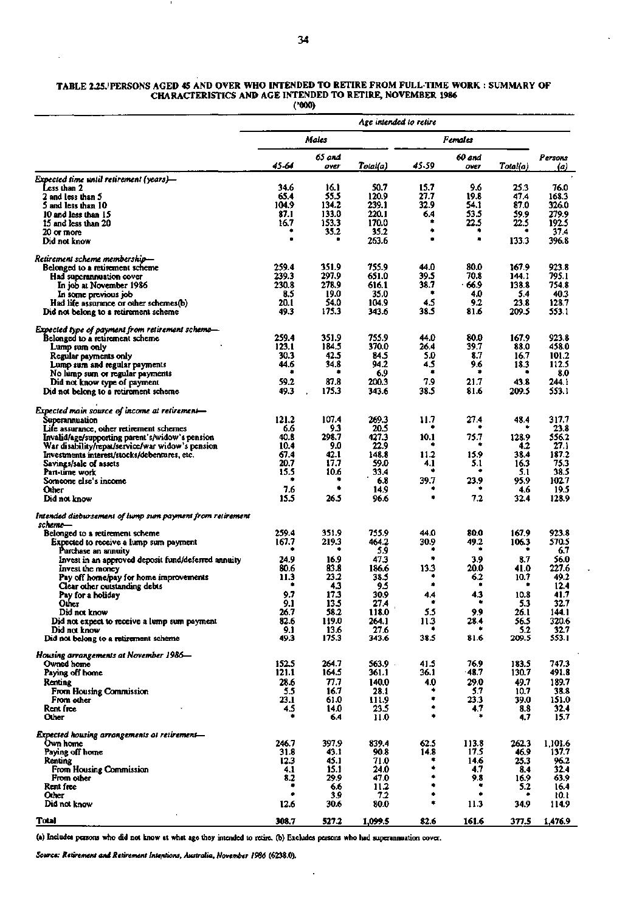**TABLE 2.25. PERSONS AGED 45 AND OVER WHO INTENDED TO RETIRE FROM FULL-TIME WORK : SUMMARY OF CHARACTERISTICS AND AGE INTENDED TO RETIRE, NOVEMBER 1986**

('000)

| | Age intended to retire | | | | | | |
|---|---|---|---|---|---|---|---|
| | Males | | | Females | | | |
| | 45-64 | 65 and over | Total(a) | 45-59 | 60 and over | Total(a) | Persons (a) |
| *Expected time until retirement (years)—* | | | | | | | |
| Less than 2 | 34.6 | 16.1 | 50.7 | 15.7 | 9.6 | 25.3 | 76.0 |
| 2 and less than 5 | 65.4 | 55.5 | 120.9 | 27.7 | 19.8 | 47.4 | 168.3 |
| 5 and less than 10 | 104.9 | 134.2 | 239.1 | 32.9 | 54.1 | 87.0 | 326.0 |
| 10 and less than 15 | 87.1 | 133.0 | 220.1 | 6.4 | 53.5 | 59.9 | 279.9 |
| 15 and less than 20 | 16.7 | 153.3 | 170.0 | * | 22.5 | 22.5 | 192.5 |
| 20 or more | * | 35.2 | 35.2 | * | * | * | 37.4 |
| Did not know | * | * | 263.6 | * | * | 133.3 | 396.8 |
| *Retirement scheme membership—* | | | | | | | |
| Belonged to a retirement scheme | 259.4 | 351.9 | 755.9 | 44.0 | 80.0 | 167.9 | 923.8 |
| Had superannuation cover | 239.3 | 297.9 | 651.0 | 39.5 | 70.8 | 144.1 | 795.1 |
| In job at November 1986 | 230.8 | 278.9 | 616.1 | 38.7 | 66.9 | 138.8 | 754.8 |
| In some previous job | 8.5 | 19.0 | 35.0 | * | 4.0 | 5.4 | 40.3 |
| Had life assurance or other schemes(b) | 20.1 | 54.0 | 104.9 | 4.5 | 9.2 | 23.8 | 128.7 |
| Did not belong to a retirement scheme | 49.3 | 175.3 | 343.6 | 38.5 | 81.6 | 209.5 | 553.1 |
| *Expected type of payment from retirement scheme—* | | | | | | | |
| Belonged to a retirement scheme | 259.4 | 351.9 | 755.9 | 44.0 | 80.0 | 167.9 | 923.8 |
| Lump sum only | 123.1 | 184.5 | 370.0 | 26.4 | 39.7 | 88.0 | 458.0 |
| Regular payments only | 30.3 | 42.5 | 84.5 | 5.0 | 8.7 | 16.7 | 101.2 |
| Lump sum and regular payments | 44.6 | 34.8 | 94.2 | 4.5 | 9.6 | 18.3 | 112.5 |
| No lump sum or regular payments | * | * | 6.9 | * | * | * | 8.0 |
| Did not know type of payment | 59.2 | 87.8 | 200.3 | 7.9 | 21.7 | 43.8 | 244.1 |
| Did not belong to a retirement scheme | 49.3 | 175.3 | 343.6 | 38.5 | 81.6 | 209.5 | 553.1 |
| *Expected main source of income at retirement—* | | | | | | | |
| Superannuation | 121.2 | 107.4 | 269.3 | 11.7 | 27.4 | 48.4 | 317.7 |
| Life assurance, other retirement schemes | 6.6 | 9.3 | 20.5 | * | * | * | 23.8 |
| Invalid/age/supporting parent's/widow's pension | 40.8 | 298.7 | 427.3 | 10.1 | 75.7 | 128.9 | 556.2 |
| War disability/repat/service/war widow's pension | 10.4 | 9.0 | 22.9 | * | * | 4.2 | 27.1 |
| Investments interest/stocks/debentures, etc. | 67.4 | 42.1 | 148.8 | 11.2 | 15.9 | 38.4 | 187.2 |
| Savings/sale of assets | 20.7 | 17.7 | 59.0 | 4.1 | 5.1 | 16.3 | 75.3 |
| Part-time work | 15.5 | 10.6 | 33.4 | * | * | 5.1 | 38.5 |
| Someone else's income | * | * | 6.8 | 39.7 | 23.9 | 95.9 | 102.7 |
| Other | 7.6 | * | 14.9 | * | * | 4.6 | 19.5 |
| Did not know | 15.5 | 26.5 | 96.6 | * | 7.2 | 32.4 | 128.9 |
| *Intended disbursement of lump sum payment from retirement scheme—* | | | | | | | |
| Belonged to a retirement scheme | 259.4 | 351.9 | 755.9 | 44.0 | 80.0 | 167.9 | 923.8 |
| Expected to receive a lump sum payment | 167.7 | 219.3 | 464.2 | 30.9 | 49.2 | 106.3 | 570.5 |
| Purchase an annuity | * | * | 5.9 | * | * | * | 6.7 |
| Invest in an approved deposit fund/deferred annuity | 24.9 | 16.9 | 47.3 | * | 3.9 | 8.7 | 56.0 |
| Invest the money | 80.6 | 83.8 | 186.6 | 13.3 | 20.0 | 41.0 | 227.6 |
| Pay off home/pay for home improvements | 11.3 | 23.2 | 38.5 | * | 6.2 | 10.7 | 49.2 |
| Clear other outstanding debts | * | 4.3 | 9.5 | * | * | * | 12.4 |
| Pay for a holiday | 9.7 | 17.3 | 30.9 | 4.4 | 4.3 | 10.8 | 41.7 |
| Other | 9.1 | 13.5 | 27.4 | * | * | 5.3 | 32.7 |
| Did not know | 26.7 | 58.2 | 118.0 | 5.5 | 9.9 | 26.1 | 144.1 |
| Did not expect to receive a lump sum payment | 82.6 | 119.0 | 264.1 | 11.3 | 28.4 | 56.5 | 320.6 |
| Did not know | 9.1 | 13.6 | 27.6 | * | * | 5.2 | 32.7 |
| Did not belong to a retirement scheme | 49.3 | 175.3 | 343.6 | 38.5 | 81.6 | 209.5 | 553.1 |
| *Housing arrangements at November 1986—* | | | | | | | |
| Owned home | 152.5 | 264.7 | 563.9 | 41.5 | 76.9 | 183.5 | 747.3 |
| Paying off home | 121.1 | 164.5 | 361.1 | 36.1 | 48.7 | 130.7 | 491.8 |
| Renting | 28.6 | 77.7 | 140.0 | 4.0 | 29.0 | 49.7 | 189.7 |
| From Housing Commission | 5.5 | 16.7 | 28.1 | * | 5.7 | 10.7 | 38.8 |
| From other | 23.1 | 61.0 | 111.9 | * | 23.3 | 39.0 | 151.0 |
| Rent free | 4.5 | 14.0 | 23.5 | * | 4.7 | 8.8 | 32.4 |
| Other | * | 6.4 | 11.0 | * | * | 4.7 | 15.7 |
| *Expected housing arrangements at retirement—* | | | | | | | |
| Own home | 246.7 | 397.9 | 839.4 | 62.5 | 113.8 | 262.3 | 1,101.6 |
| Paying off home | 31.8 | 43.1 | 90.8 | 14.8 | 17.5 | 46.9 | 137.7 |
| Renting | 12.3 | 45.1 | 71.0 | * | 14.6 | 25.3 | 96.2 |
| From Housing Commission | 4.1 | 15.1 | 24.0 | * | 4.7 | 8.4 | 32.4 |
| From other | 8.2 | 29.9 | 47.0 | * | 9.8 | 16.9 | 63.9 |
| Rent free | * | 6.6 | 11.2 | * | * | 5.2 | 16.4 |
| Other | * | 3.9 | 7.2 | * | * | * | 10.1 |
| Did not know | 12.6 | 30.6 | 80.0 | * | 11.3 | 34.9 | 114.9 |
| **Total** | **308.7** | **527.2** | **1,099.5** | **82.6** | **161.6** | **377.5** | **1,476.9** |

(a) Includes persons who did not know at what age they intended to retire. (b) Excludes persons who had superannuation cover.

*Source: Retirement and Retirement Intentions, Australia, November 1986 (6238.0).*